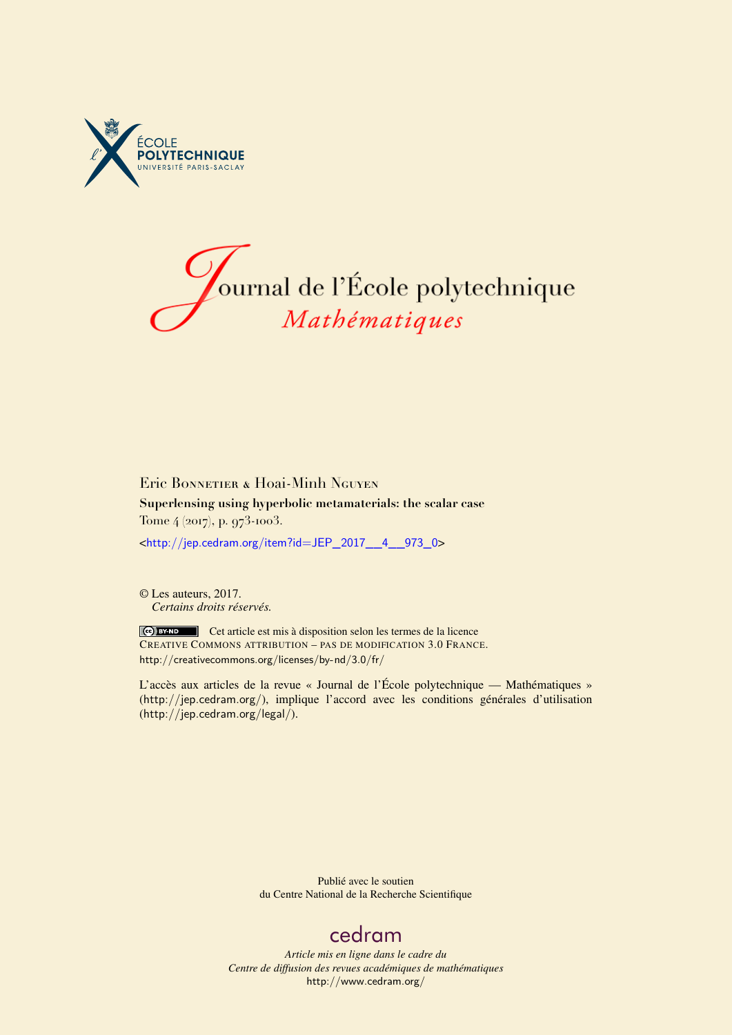ÉCOLE POLYTECHNIQUE
UNIVERSITÉ PARIS-SACLAY

# Journal de l'École polytechnique
## *Mathématiques*

Eric Bonnetier & Hoai-Minh Nguyen

**Superlensing using hyperbolic metamaterials: the scalar case**

Tome 4 (2017), p. 973-1003.

<http://jep.cedram.org/item?id=JEP_2017__4__973_0>

© Les auteurs, 2017.
*Certains droits réservés.*

Cet article est mis à disposition selon les termes de la licence CREATIVE COMMONS ATTRIBUTION – PAS DE MODIFICATION 3.0 FRANCE.
http://creativecommons.org/licenses/by-nd/3.0/fr/

L'accès aux articles de la revue « Journal de l'École polytechnique — Mathématiques » (http://jep.cedram.org/), implique l'accord avec les conditions générales d'utilisation (http://jep.cedram.org/legal/).

Publié avec le soutien
du Centre National de la Recherche Scientifique

cedram

*Article mis en ligne dans le cadre du*
*Centre de diffusion des revues académiques de mathématiques*
http://www.cedram.org/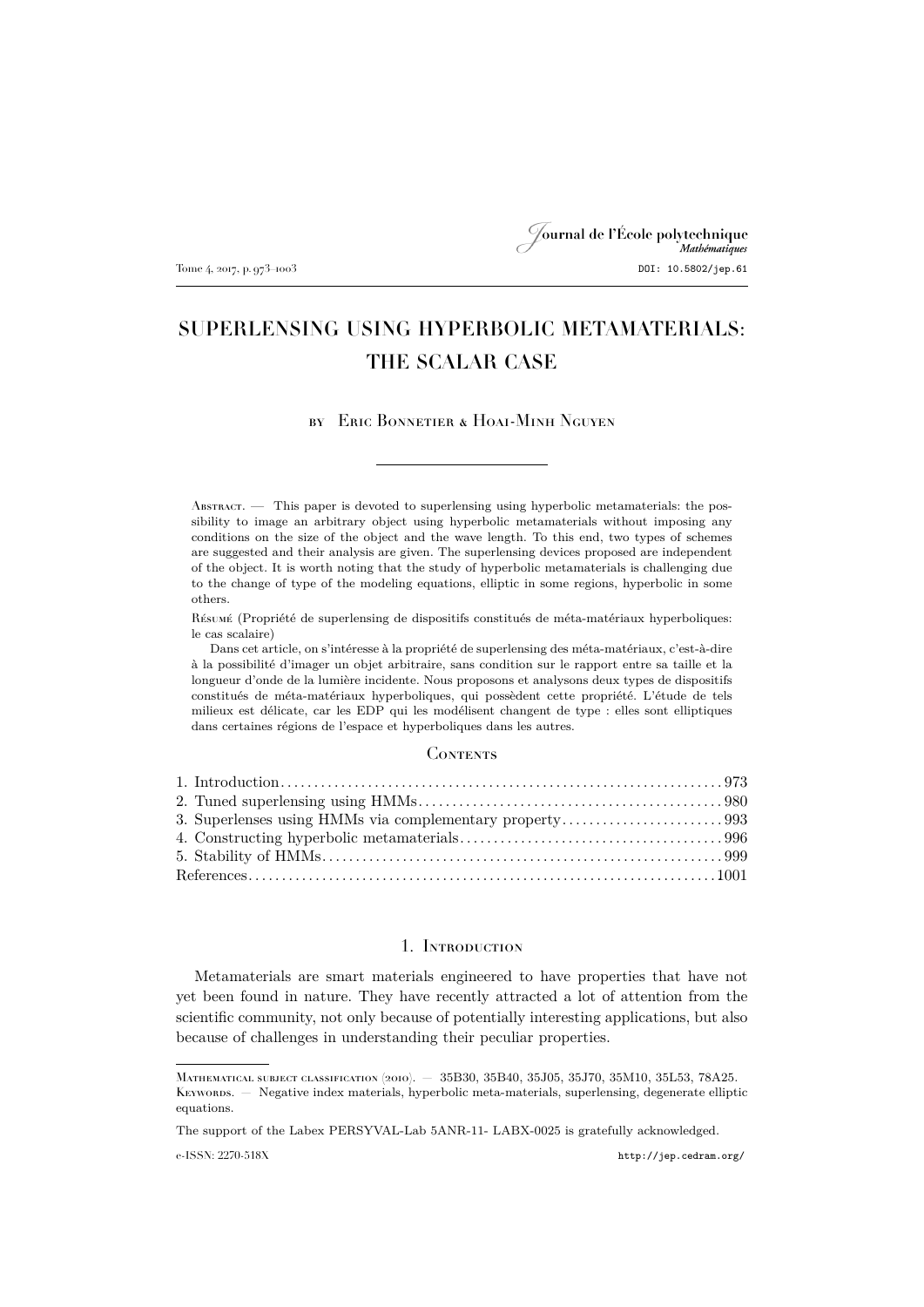# SUPERLENSING USING HYPERBOLIC METAMATERIALS: THE SCALAR CASE

by Eric Bonnetier & Hoai-Minh Nguyen

---

Abstract. — This paper is devoted to superlensing using hyperbolic metamaterials: the possibility to image an arbitrary object using hyperbolic metamaterials without imposing any conditions on the size of the object and the wave length. To this end, two types of schemes are suggested and their analysis are given. The superlensing devices proposed are independent of the object. It is worth noting that the study of hyperbolic metamaterials is challenging due to the change of type of the modeling equations, elliptic in some regions, hyperbolic in some others.

Résumé (Propriété de superlensing de dispositifs constitués de méta-matériaux hyperboliques: le cas scalaire)

Dans cet article, on s'intéresse à la propriété de superlensing des méta-matériaux, c'est-à-dire à la possibilité d'imager un objet arbitraire, sans condition sur le rapport entre sa taille et la longueur d'onde de la lumière incidente. Nous proposons et analysons deux types de dispositifs constitués de méta-matériaux hyperboliques, qui possèdent cette propriété. L'étude de tels milieux est délicate, car les EDP qui les modélisent changent de type : elles sont elliptiques dans certaines régions de l'espace et hyperboliques dans les autres.

## Contents

1. Introduction . . . . . 973
2. Tuned superlensing using HMMs . . . . . 980
3. Superlenses using HMMs via complementary property . . . . . 993
4. Constructing hyperbolic metamaterials . . . . . 996
5. Stability of HMMs . . . . . 999

References . . . . . 1001

## 1. Introduction

Metamaterials are smart materials engineered to have properties that have not yet been found in nature. They have recently attracted a lot of attention from the scientific community, not only because of potentially interesting applications, but also because of challenges in understanding their peculiar properties.

---

Mathematical subject classification (2010). — 35B30, 35B40, 35J05, 35J70, 35M10, 35L53, 78A25.

Keywords. — Negative index materials, hyperbolic meta-materials, superlensing, degenerate elliptic equations.

The support of the Labex PERSYVAL-Lab 5ANR-11- LABX-0025 is gratefully acknowledged.

e-ISSN: 2270-518X http://jep.cedram.org/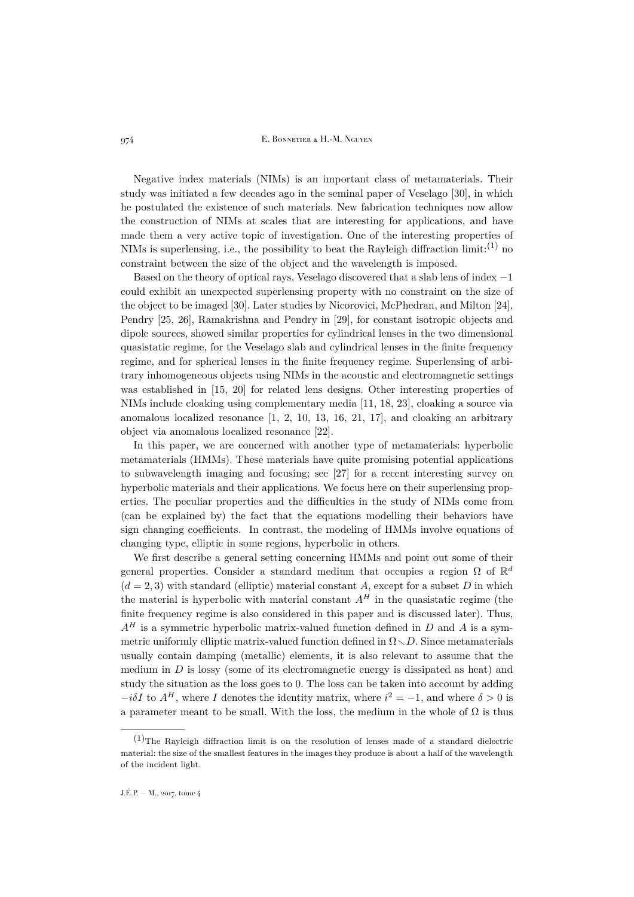Negative index materials (NIMs) is an important class of metamaterials. Their study was initiated a few decades ago in the seminal paper of Veselago [30], in which he postulated the existence of such materials. New fabrication techniques now allow the construction of NIMs at scales that are interesting for applications, and have made them a very active topic of investigation. One of the interesting properties of NIMs is superlensing, i.e., the possibility to beat the Rayleigh diffraction limit:[(1)] no constraint between the size of the object and the wavelength is imposed.

Based on the theory of optical rays, Veselago discovered that a slab lens of index $-1$ could exhibit an unexpected superlensing property with no constraint on the size of the object to be imaged [30]. Later studies by Nicorovici, McPhedran, and Milton [24], Pendry [25, 26], Ramakrishna and Pendry in [29], for constant isotropic objects and dipole sources, showed similar properties for cylindrical lenses in the two dimensional quasistatic regime, for the Veselago slab and cylindrical lenses in the finite frequency regime, and for spherical lenses in the finite frequency regime. Superlensing of arbitrary inhomogeneous objects using NIMs in the acoustic and electromagnetic settings was established in [15, 20] for related lens designs. Other interesting properties of NIMs include cloaking using complementary media [11, 18, 23], cloaking a source via anomalous localized resonance [1, 2, 10, 13, 16, 21, 17], and cloaking an arbitrary object via anomalous localized resonance [22].

In this paper, we are concerned with another type of metamaterials: hyperbolic metamaterials (HMMs). These materials have quite promising potential applications to subwavelength imaging and focusing; see [27] for a recent interesting survey on hyperbolic materials and their applications. We focus here on their superlensing properties. The peculiar properties and the difficulties in the study of NIMs come from (can be explained by) the fact that the equations modelling their behaviors have sign changing coefficients. In contrast, the modeling of HMMs involve equations of changing type, elliptic in some regions, hyperbolic in others.

We first describe a general setting concerning HMMs and point out some of their general properties. Consider a standard medium that occupies a region $\Omega$ of $\mathbb{R}^d$ ($d = 2, 3$) with standard (elliptic) material constant $A$, except for a subset $D$ in which the material is hyperbolic with material constant $A^H$ in the quasistatic regime (the finite frequency regime is also considered in this paper and is discussed later). Thus, $A^H$ is a symmetric hyperbolic matrix-valued function defined in $D$ and $A$ is a symmetric uniformly elliptic matrix-valued function defined in $\Omega \setminus D$. Since metamaterials usually contain damping (metallic) elements, it is also relevant to assume that the medium in $D$ is lossy (some of its electromagnetic energy is dissipated as heat) and study the situation as the loss goes to 0. The loss can be taken into account by adding $-i\delta I$ to $A^H$, where $I$ denotes the identity matrix, where $i^2 = -1$, and where $\delta > 0$ is a parameter meant to be small. With the loss, the medium in the whole of $\Omega$ is thus

---

[(1)] The Rayleigh diffraction limit is on the resolution of lenses made of a standard dielectric material: the size of the smallest features in the images they produce is about a half of the wavelength of the incident light.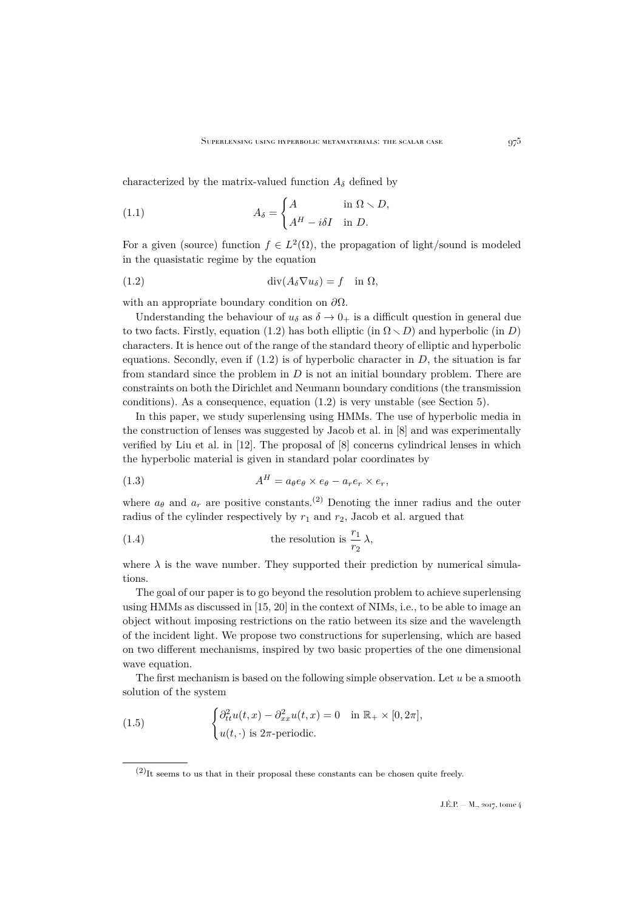characterized by the matrix-valued function $A_\delta$ defined by

$$A_\delta = \begin{cases} A & \text{in } \Omega \smallsetminus D, \\ A^H - i\delta I & \text{in } D. \end{cases} \tag{1.1}$$

For a given (source) function $f \in L^2(\Omega)$, the propagation of light/sound is modeled in the quasistatic regime by the equation

$$\operatorname{div}(A_\delta \nabla u_\delta) = f \quad \text{in } \Omega, \tag{1.2}$$

with an appropriate boundary condition on $\partial\Omega$.

Understanding the behaviour of $u_\delta$ as $\delta \to 0_+$ is a difficult question in general due to two facts. Firstly, equation (1.2) has both elliptic (in $\Omega \smallsetminus D$) and hyperbolic (in $D$) characters. It is hence out of the range of the standard theory of elliptic and hyperbolic equations. Secondly, even if (1.2) is of hyperbolic character in $D$, the situation is far from standard since the problem in $D$ is not an initial boundary problem. There are constraints on both the Dirichlet and Neumann boundary conditions (the transmission conditions). As a consequence, equation (1.2) is very unstable (see Section 5).

In this paper, we study superlensing using HMMs. The use of hyperbolic media in the construction of lenses was suggested by Jacob et al. in [8] and was experimentally verified by Liu et al. in [12]. The proposal of [8] concerns cylindrical lenses in which the hyperbolic material is given in standard polar coordinates by

$$A^H = a_\theta e_\theta \times e_\theta - a_r e_r \times e_r, \tag{1.3}$$

where $a_\theta$ and $a_r$ are positive constants.[(2)] Denoting the inner radius and the outer radius of the cylinder respectively by $r_1$ and $r_2$, Jacob et al. argued that

$$\text{the resolution is } \frac{r_1}{r_2}\,\lambda, \tag{1.4}$$

where $\lambda$ is the wave number. They supported their prediction by numerical simulations.

The goal of our paper is to go beyond the resolution problem to achieve superlensing using HMMs as discussed in [15, 20] in the context of NIMs, i.e., to be able to image an object without imposing restrictions on the ratio between its size and the wavelength of the incident light. We propose two constructions for superlensing, which are based on two different mechanisms, inspired by two basic properties of the one dimensional wave equation.

The first mechanism is based on the following simple observation. Let $u$ be a smooth solution of the system

$$\begin{cases} \partial^2_{tt} u(t,x) - \partial^2_{xx} u(t,x) = 0 & \text{in } \mathbb{R}_+ \times [0, 2\pi], \\ u(t,\cdot) \text{ is } 2\pi\text{-periodic}. \end{cases} \tag{1.5}$$

---

(2) It seems to us that in their proposal these constants can be chosen quite freely.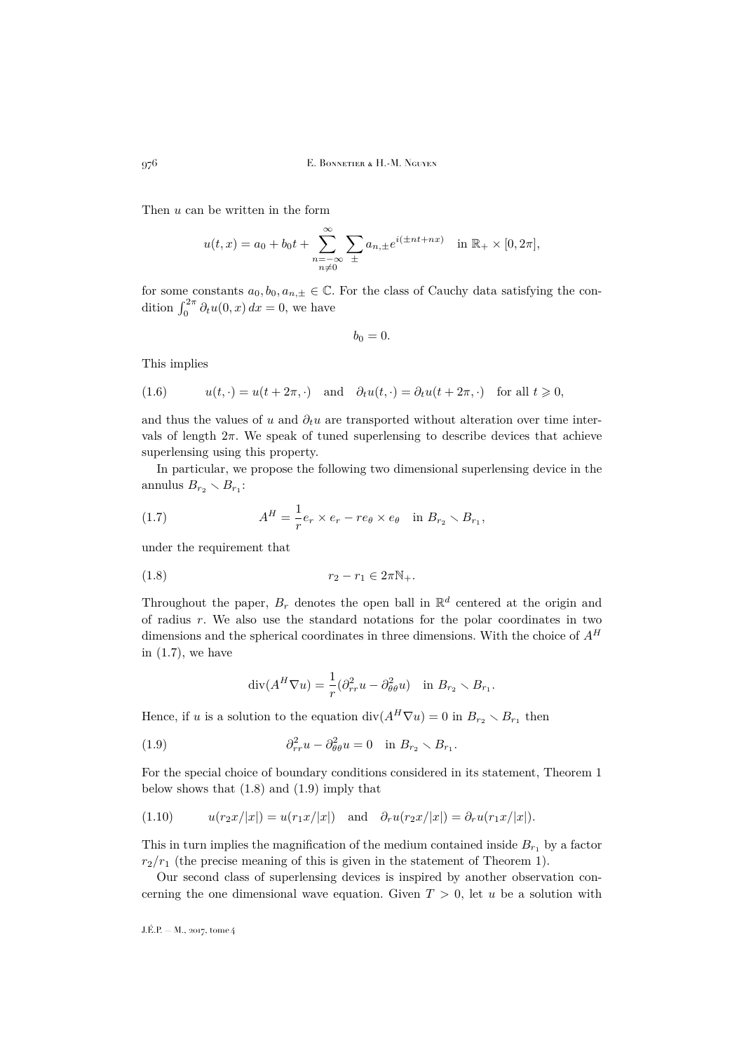Then $u$ can be written in the form

$$u(t,x) = a_0 + b_0 t + \sum_{\substack{n=-\infty \\ n\neq 0}}^{\infty} \sum_{\pm} a_{n,\pm} e^{i(\pm nt + nx)} \quad \text{in } \mathbb{R}_+ \times [0, 2\pi],$$

for some constants $a_0, b_0, a_{n,\pm} \in \mathbb{C}$. For the class of Cauchy data satisfying the condition $\int_0^{2\pi} \partial_t u(0,x)\, dx = 0$, we have

$$b_0 = 0.$$

This implies

$$u(t,\cdot) = u(t+2\pi,\cdot) \quad \text{and} \quad \partial_t u(t,\cdot) = \partial_t u(t+2\pi,\cdot) \quad \text{for all } t \geqslant 0, \tag{1.6}$$

and thus the values of $u$ and $\partial_t u$ are transported without alteration over time intervals of length $2\pi$. We speak of tuned superlensing to describe devices that achieve superlensing using this property.

In particular, we propose the following two dimensional superlensing device in the annulus $B_{r_2} \setminus B_{r_1}$:

$$A^H = \frac{1}{r} e_r \times e_r - r e_\theta \times e_\theta \quad \text{in } B_{r_2} \setminus B_{r_1}, \tag{1.7}$$

under the requirement that

$$r_2 - r_1 \in 2\pi \mathbb{N}_+. \tag{1.8}$$

Throughout the paper, $B_r$ denotes the open ball in $\mathbb{R}^d$ centered at the origin and of radius $r$. We also use the standard notations for the polar coordinates in two dimensions and the spherical coordinates in three dimensions. With the choice of $A^H$ in (1.7), we have

$$\operatorname{div}(A^H \nabla u) = \frac{1}{r}(\partial^2_{rr} u - \partial^2_{\theta\theta} u) \quad \text{in } B_{r_2} \setminus B_{r_1}.$$

Hence, if $u$ is a solution to the equation $\operatorname{div}(A^H \nabla u) = 0$ in $B_{r_2} \setminus B_{r_1}$ then

$$\partial^2_{rr} u - \partial^2_{\theta\theta} u = 0 \quad \text{in } B_{r_2} \setminus B_{r_1}. \tag{1.9}$$

For the special choice of boundary conditions considered in its statement, Theorem 1 below shows that (1.8) and (1.9) imply that

$$u(r_2 x/|x|) = u(r_1 x/|x|) \quad \text{and} \quad \partial_r u(r_2 x/|x|) = \partial_r u(r_1 x/|x|). \tag{1.10}$$

This in turn implies the magnification of the medium contained inside $B_{r_1}$ by a factor $r_2/r_1$ (the precise meaning of this is given in the statement of Theorem 1).

Our second class of superlensing devices is inspired by another observation concerning the one dimensional wave equation. Given $T > 0$, let $u$ be a solution with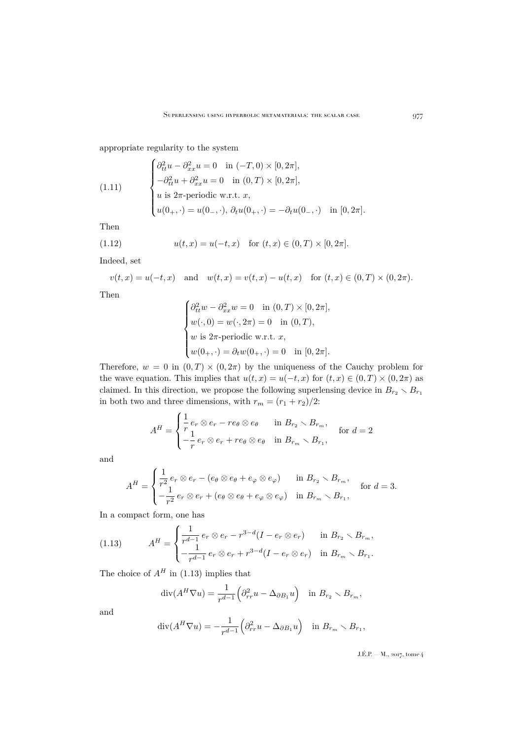appropriate regularity to the system

$$
\begin{cases}
\partial_{tt}^2 u - \partial_{xx}^2 u = 0 \quad \text{in } (-T,0)\times[0,2\pi],\\
-\partial_{tt}^2 u + \partial_{xx}^2 u = 0 \quad \text{in } (0,T)\times[0,2\pi],\\
u \text{ is } 2\pi\text{-periodic w.r.t. } x,\\
u(0_+,\cdot) = u(0_-,\cdot),\ \partial_t u(0_+,\cdot) = -\partial_t u(0_-,\cdot) \quad \text{in } [0,2\pi].
\end{cases}
\tag{1.11}
$$

Then

$$
u(t,x) = u(-t,x) \quad \text{for } (t,x) \in (0,T)\times[0,2\pi].
\tag{1.12}
$$

Indeed, set

$$
v(t,x) = u(-t,x) \quad \text{and} \quad w(t,x) = v(t,x) - u(t,x) \quad \text{for } (t,x)\in(0,T)\times(0,2\pi).
$$

Then

$$
\begin{cases}
\partial_{tt}^2 w - \partial_{xx}^2 w = 0 \quad \text{in } (0,T)\times[0,2\pi],\\
w(\cdot,0) = w(\cdot,2\pi) = 0 \quad \text{in } (0,T),\\
w \text{ is } 2\pi\text{-periodic w.r.t. } x,\\
w(0_+,\cdot) = \partial_t w(0_+,\cdot) = 0 \quad \text{in } [0,2\pi].
\end{cases}
$$

Therefore, $w = 0$ in $(0,T)\times(0,2\pi)$ by the uniqueness of the Cauchy problem for the wave equation. This implies that $u(t,x) = u(-t,x)$ for $(t,x)\in(0,T)\times(0,2\pi)$ as claimed. In this direction, we propose the following superlensing device in $B_{r_2}\smallsetminus B_{r_1}$ in both two and three dimensions, with $r_m = (r_1+r_2)/2$:

$$
A^H = \begin{cases}
\dfrac{1}{r}\, e_r\otimes e_r - r e_\theta\otimes e_\theta & \text{in } B_{r_2}\smallsetminus B_{r_m},\\
-\dfrac{1}{r}\, e_r\otimes e_r + r e_\theta\otimes e_\theta & \text{in } B_{r_m}\smallsetminus B_{r_1},
\end{cases}
\quad \text{for } d=2
$$

and

$$
A^H = \begin{cases}
\dfrac{1}{r^2}\, e_r\otimes e_r - (e_\theta\otimes e_\theta + e_\varphi\otimes e_\varphi) & \text{in } B_{r_2}\smallsetminus B_{r_m},\\
-\dfrac{1}{r^2}\, e_r\otimes e_r + (e_\theta\otimes e_\theta + e_\varphi\otimes e_\varphi) & \text{in } B_{r_m}\smallsetminus B_{r_1},
\end{cases}
\quad \text{for } d=3.
$$

In a compact form, one has

$$
A^H = \begin{cases}
\dfrac{1}{r^{d-1}}\, e_r\otimes e_r - r^{3-d}(I - e_r\otimes e_r) & \text{in } B_{r_2}\smallsetminus B_{r_m},\\
-\dfrac{1}{r^{d-1}}\, e_r\otimes e_r + r^{3-d}(I - e_r\otimes e_r) & \text{in } B_{r_m}\smallsetminus B_{r_1}.
\end{cases}
\tag{1.13}
$$

The choice of $A^H$ in (1.13) implies that

$$
\operatorname{div}(A^H\nabla u) = \frac{1}{r^{d-1}}\Big(\partial_{rr}^2 u - \Delta_{\partial B_1} u\Big) \quad \text{in } B_{r_2}\smallsetminus B_{r_m},
$$

and

$$
\operatorname{div}(A^H\nabla u) = -\frac{1}{r^{d-1}}\Big(\partial_{rr}^2 u - \Delta_{\partial B_1} u\Big) \quad \text{in } B_{r_m}\smallsetminus B_{r_1},
$$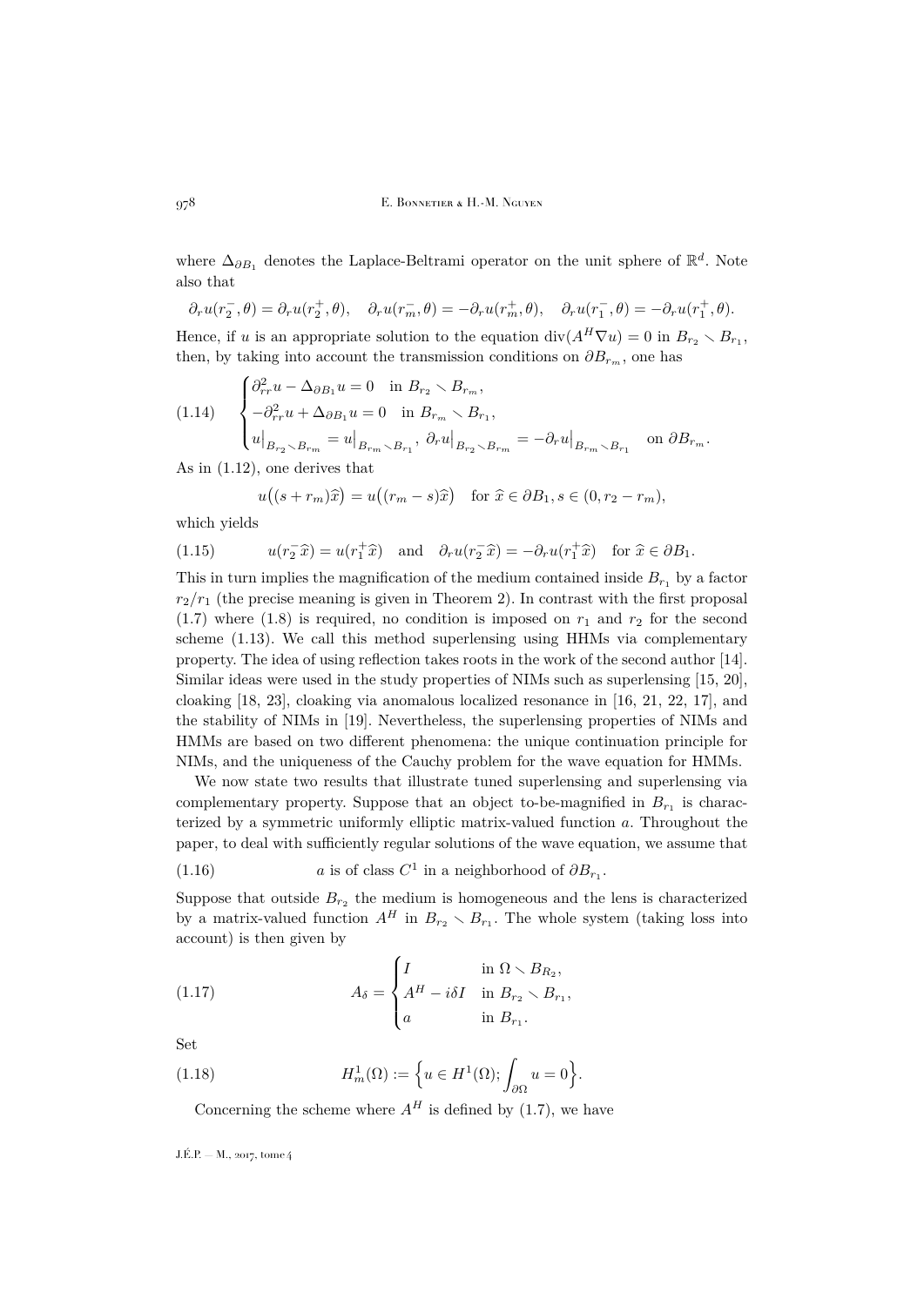where $\Delta_{\partial B_1}$ denotes the Laplace-Beltrami operator on the unit sphere of $\mathbb{R}^d$. Note also that

$$\partial_r u(r_2^-, \theta) = \partial_r u(r_2^+, \theta), \quad \partial_r u(r_m^-, \theta) = -\partial_r u(r_m^+, \theta), \quad \partial_r u(r_1^-, \theta) = -\partial_r u(r_1^+, \theta).$$

Hence, if $u$ is an appropriate solution to the equation $\operatorname{div}(A^H \nabla u) = 0$ in $B_{r_2} \smallsetminus B_{r_1}$, then, by taking into account the transmission conditions on $\partial B_{r_m}$, one has

$$\begin{cases} \partial^2_{rr} u - \Delta_{\partial B_1} u = 0 & \text{in } B_{r_2} \smallsetminus B_{r_m}, \\ -\partial^2_{rr} u + \Delta_{\partial B_1} u = 0 & \text{in } B_{r_m} \smallsetminus B_{r_1}, \\ u\big|_{B_{r_2} \smallsetminus B_{r_m}} = u\big|_{B_{r_m} \smallsetminus B_{r_1}}, \ \partial_r u\big|_{B_{r_2} \smallsetminus B_{r_m}} = -\partial_r u\big|_{B_{r_m} \smallsetminus B_{r_1}} & \text{on } \partial B_{r_m}. \end{cases} \tag{1.14}$$

As in (1.12), one derives that

$$u\big((s + r_m)\widehat{x}\big) = u\big((r_m - s)\widehat{x}\big) \quad \text{for } \widehat{x} \in \partial B_1, s \in (0, r_2 - r_m),$$

which yields

$$u(r_2^- \widehat{x}) = u(r_1^+ \widehat{x}) \quad \text{and} \quad \partial_r u(r_2^- \widehat{x}) = -\partial_r u(r_1^+ \widehat{x}) \quad \text{for } \widehat{x} \in \partial B_1. \tag{1.15}$$

This in turn implies the magnification of the medium contained inside $B_{r_1}$ by a factor $r_2/r_1$ (the precise meaning is given in Theorem 2). In contrast with the first proposal (1.7) where (1.8) is required, no condition is imposed on $r_1$ and $r_2$ for the second scheme (1.13). We call this method superlensing using HHMs via complementary property. The idea of using reflection takes roots in the work of the second author [14]. Similar ideas were used in the study properties of NIMs such as superlensing [15, 20], cloaking [18, 23], cloaking via anomalous localized resonance in [16, 21, 22, 17], and the stability of NIMs in [19]. Nevertheless, the superlensing properties of NIMs and HMMs are based on two different phenomena: the unique continuation principle for NIMs, and the uniqueness of the Cauchy problem for the wave equation for HMMs.

We now state two results that illustrate tuned superlensing and superlensing via complementary property. Suppose that an object to-be-magnified in $B_{r_1}$ is characterized by a symmetric uniformly elliptic matrix-valued function $a$. Throughout the paper, to deal with sufficiently regular solutions of the wave equation, we assume that

$$a \text{ is of class } C^1 \text{ in a neighborhood of } \partial B_{r_1}. \tag{1.16}$$

Suppose that outside $B_{r_2}$ the medium is homogeneous and the lens is characterized by a matrix-valued function $A^H$ in $B_{r_2} \smallsetminus B_{r_1}$. The whole system (taking loss into account) is then given by

$$A_\delta = \begin{cases} I & \text{in } \Omega \smallsetminus B_{R_2}, \\ A^H - i\delta I & \text{in } B_{r_2} \smallsetminus B_{r_1}, \\ a & \text{in } B_{r_1}. \end{cases} \tag{1.17}$$

Set

$$H^1_m(\Omega) := \Big\{ u \in H^1(\Omega); \int_{\partial \Omega} u = 0 \Big\}. \tag{1.18}$$

Concerning the scheme where $A^H$ is defined by (1.7), we have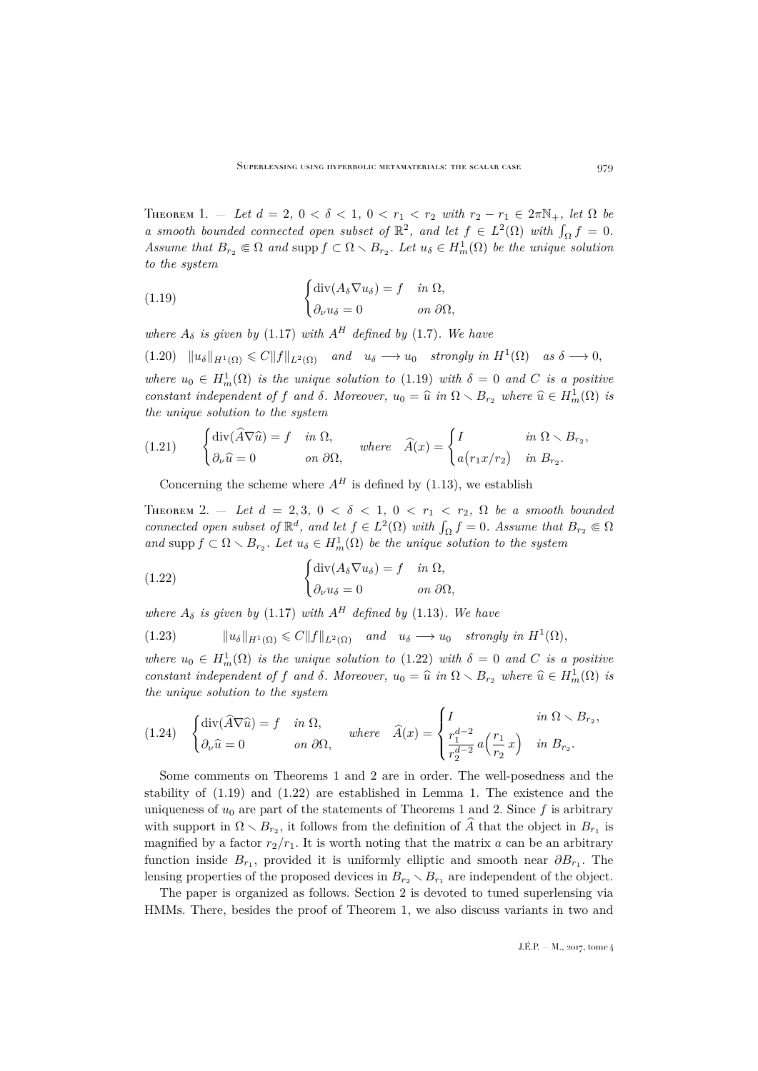Theorem 1. — *Let $d = 2$, $0 < \delta < 1$, $0 < r_1 < r_2$ with $r_2 - r_1 \in 2\pi\mathbb{N}_+$, let $\Omega$ be a smooth bounded connected open subset of $\mathbb{R}^2$, and let $f \in L^2(\Omega)$ with $\int_\Omega f = 0$. Assume that $B_{r_2} \Subset \Omega$ and $\operatorname{supp} f \subset \Omega \smallsetminus B_{r_2}$. Let $u_\delta \in H^1_m(\Omega)$ be the unique solution to the system*

$$
(1.19) \qquad \begin{cases} \operatorname{div}(A_\delta \nabla u_\delta) = f & \text{in } \Omega, \\ \partial_\nu u_\delta = 0 & \text{on } \partial\Omega, \end{cases}
$$

*where $A_\delta$ is given by* (1.17) *with $A^H$ defined by* (1.7). *We have*

$$
(1.20) \quad \|u_\delta\|_{H^1(\Omega)} \leqslant C\|f\|_{L^2(\Omega)} \quad \text{and} \quad u_\delta \longrightarrow u_0 \quad \text{strongly in } H^1(\Omega) \quad \text{as } \delta \longrightarrow 0,
$$

*where $u_0 \in H^1_m(\Omega)$ is the unique solution to* (1.19) *with $\delta = 0$ and $C$ is a positive constant independent of $f$ and $\delta$. Moreover, $u_0 = \widehat{u}$ in $\Omega \smallsetminus B_{r_2}$ where $\widehat{u} \in H^1_m(\Omega)$ is the unique solution to the system*

$$
(1.21) \qquad \begin{cases} \operatorname{div}(\widehat{A}\nabla \widehat{u}) = f & \text{in } \Omega, \\ \partial_\nu \widehat{u} = 0 & \text{on } \partial\Omega, \end{cases} \quad \text{where} \quad \widehat{A}(x) = \begin{cases} I & \text{in } \Omega \smallsetminus B_{r_2}, \\ a\big(r_1 x / r_2\big) & \text{in } B_{r_2}. \end{cases}
$$

Concerning the scheme where $A^H$ is defined by (1.13), we establish

Theorem 2. — *Let $d = 2, 3$, $0 < \delta < 1$, $0 < r_1 < r_2$, $\Omega$ be a smooth bounded connected open subset of $\mathbb{R}^d$, and let $f \in L^2(\Omega)$ with $\int_\Omega f = 0$. Assume that $B_{r_2} \Subset \Omega$ and $\operatorname{supp} f \subset \Omega \smallsetminus B_{r_2}$. Let $u_\delta \in H^1_m(\Omega)$ be the unique solution to the system*

$$
(1.22) \qquad \begin{cases} \operatorname{div}(A_\delta \nabla u_\delta) = f & \text{in } \Omega, \\ \partial_\nu u_\delta = 0 & \text{on } \partial\Omega, \end{cases}
$$

*where $A_\delta$ is given by* (1.17) *with $A^H$ defined by* (1.13). *We have*

$$
(1.23) \qquad \|u_\delta\|_{H^1(\Omega)} \leqslant C\|f\|_{L^2(\Omega)} \quad \text{and} \quad u_\delta \longrightarrow u_0 \quad \text{strongly in } H^1(\Omega),
$$

*where $u_0 \in H^1_m(\Omega)$ is the unique solution to* (1.22) *with $\delta = 0$ and $C$ is a positive constant independent of $f$ and $\delta$. Moreover, $u_0 = \widehat{u}$ in $\Omega \smallsetminus B_{r_2}$ where $\widehat{u} \in H^1_m(\Omega)$ is the unique solution to the system*

$$
(1.24) \quad \begin{cases} \operatorname{div}(\widehat{A}\nabla \widehat{u}) = f & \text{in } \Omega, \\ \partial_\nu \widehat{u} = 0 & \text{on } \partial\Omega, \end{cases} \quad \text{where} \quad \widehat{A}(x) = \begin{cases} I & \text{in } \Omega \smallsetminus B_{r_2}, \\ \dfrac{r_1^{d-2}}{r_2^{d-2}}\, a\Big(\dfrac{r_1}{r_2}\, x\Big) & \text{in } B_{r_2}. \end{cases}
$$

Some comments on Theorems 1 and 2 are in order. The well-posedness and the stability of (1.19) and (1.22) are established in Lemma 1. The existence and the uniqueness of $u_0$ are part of the statements of Theorems 1 and 2. Since $f$ is arbitrary with support in $\Omega \smallsetminus B_{r_2}$, it follows from the definition of $\widehat{A}$ that the object in $B_{r_1}$ is magnified by a factor $r_2/r_1$. It is worth noting that the matrix $a$ can be an arbitrary function inside $B_{r_1}$, provided it is uniformly elliptic and smooth near $\partial B_{r_1}$. The lensing properties of the proposed devices in $B_{r_2} \smallsetminus B_{r_1}$ are independent of the object.

The paper is organized as follows. Section 2 is devoted to tuned superlensing via HMMs. There, besides the proof of Theorem 1, we also discuss variants in two and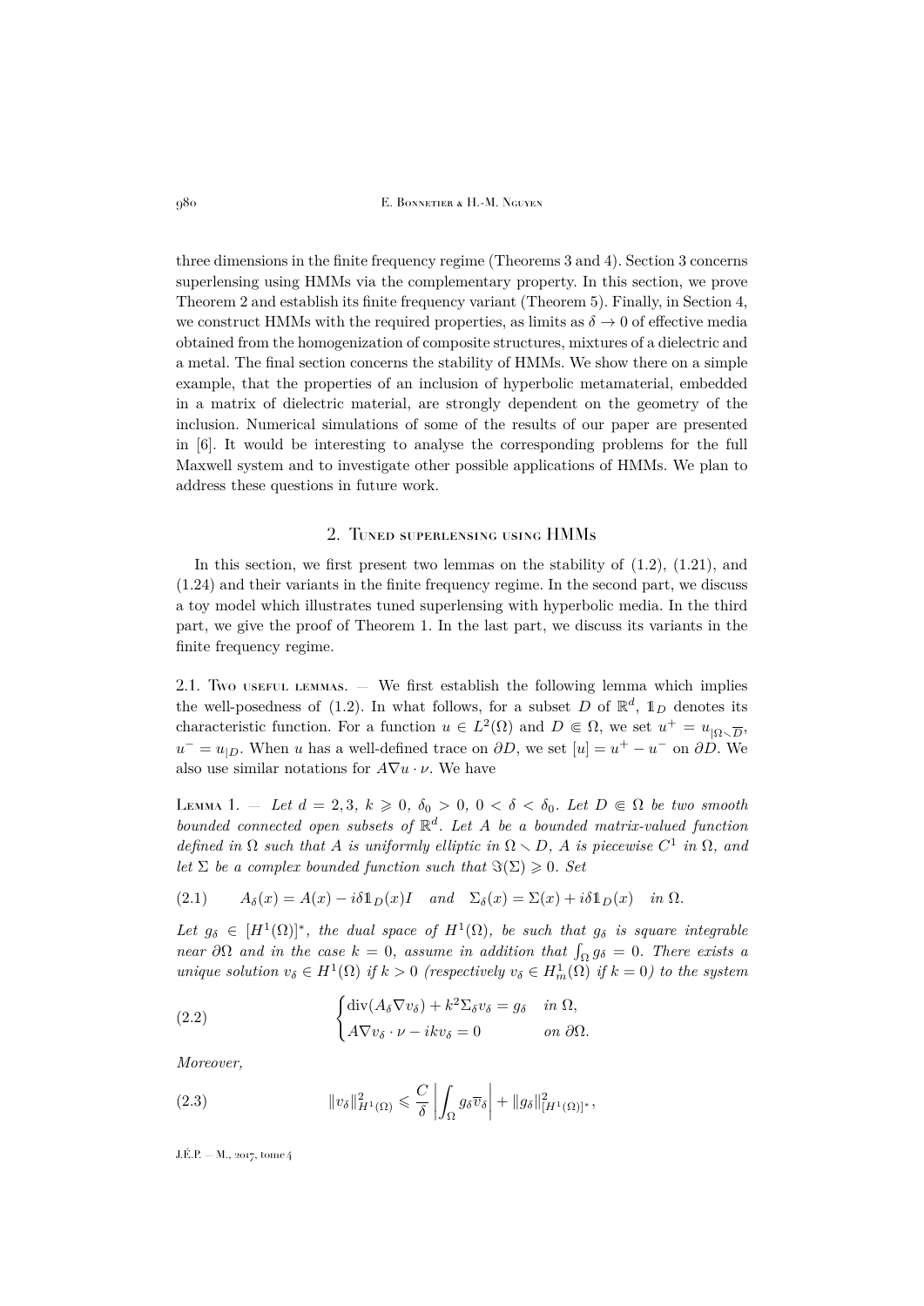three dimensions in the finite frequency regime (Theorems 3 and 4). Section 3 concerns superlensing using HMMs via the complementary property. In this section, we prove Theorem 2 and establish its finite frequency variant (Theorem 5). Finally, in Section 4, we construct HMMs with the required properties, as limits as $\delta \to 0$ of effective media obtained from the homogenization of composite structures, mixtures of a dielectric and a metal. The final section concerns the stability of HMMs. We show there on a simple example, that the properties of an inclusion of hyperbolic metamaterial, embedded in a matrix of dielectric material, are strongly dependent on the geometry of the inclusion. Numerical simulations of some of the results of our paper are presented in [6]. It would be interesting to analyse the corresponding problems for the full Maxwell system and to investigate other possible applications of HMMs. We plan to address these questions in future work.

## 2. Tuned superlensing using HMMs

In this section, we first present two lemmas on the stability of (1.2), (1.21), and (1.24) and their variants in the finite frequency regime. In the second part, we discuss a toy model which illustrates tuned superlensing with hyperbolic media. In the third part, we give the proof of Theorem 1. In the last part, we discuss its variants in the finite frequency regime.

### 2.1. Two useful lemmas.

— We first establish the following lemma which implies the well-posedness of (1.2). In what follows, for a subset $D$ of $\mathbb{R}^d$, $\mathbb{1}_D$ denotes its characteristic function. For a function $u \in L^2(\Omega)$ and $D \Subset \Omega$, we set $u^+ = u_{|\Omega \smallsetminus \overline{D}}$, $u^- = u_{|D}$. When $u$ has a well-defined trace on $\partial D$, we set $[u] = u^+ - u^-$ on $\partial D$. We also use similar notations for $A\nabla u \cdot \nu$. We have

**Lemma 1.** — *Let $d = 2, 3$, $k \geqslant 0$, $\delta_0 > 0$, $0 < \delta < \delta_0$. Let $D \Subset \Omega$ be two smooth bounded connected open subsets of $\mathbb{R}^d$. Let $A$ be a bounded matrix-valued function defined in $\Omega$ such that $A$ is uniformly elliptic in $\Omega \smallsetminus D$, $A$ is piecewise $C^1$ in $\Omega$, and let $\Sigma$ be a complex bounded function such that $\Im(\Sigma) \geqslant 0$. Set*

$$A_\delta(x) = A(x) - i\delta \mathbb{1}_D(x) I \quad \text{and} \quad \Sigma_\delta(x) = \Sigma(x) + i\delta \mathbb{1}_D(x) \quad \text{in } \Omega. \tag{2.1}$$

*Let $g_\delta \in [H^1(\Omega)]^*$, the dual space of $H^1(\Omega)$, be such that $g_\delta$ is square integrable near $\partial\Omega$ and in the case $k = 0$, assume in addition that $\int_\Omega g_\delta = 0$. There exists a unique solution $v_\delta \in H^1(\Omega)$ if $k > 0$ (respectively $v_\delta \in H^1_m(\Omega)$ if $k = 0$) to the system*

$$\begin{cases} \operatorname{div}(A_\delta \nabla v_\delta) + k^2 \Sigma_\delta v_\delta = g_\delta & \text{in } \Omega, \\ A\nabla v_\delta \cdot \nu - ikv_\delta = 0 & \text{on } \partial\Omega. \end{cases} \tag{2.2}$$

*Moreover,*

$$\|v_\delta\|^2_{H^1(\Omega)} \leqslant \frac{C}{\delta} \left| \int_\Omega g_\delta \overline{v}_\delta \right| + \|g_\delta\|^2_{[H^1(\Omega)]^*}, \tag{2.3}$$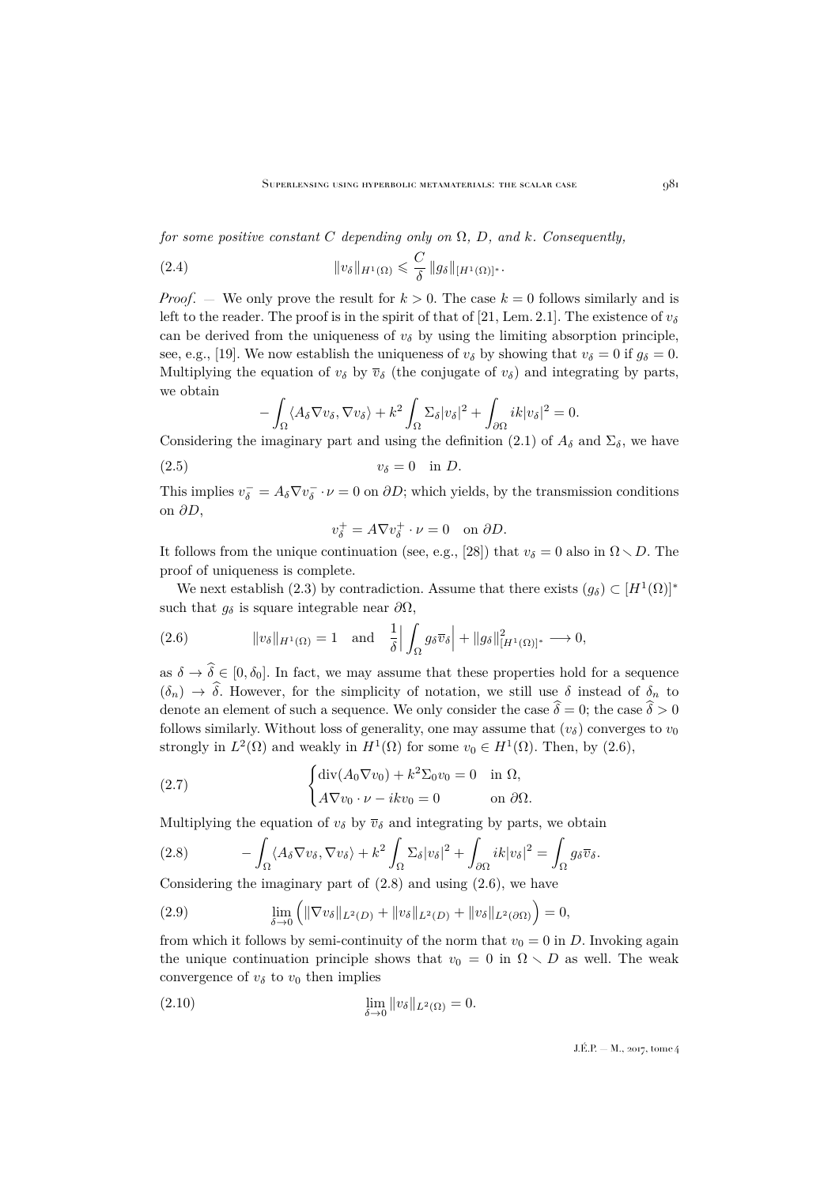*for some positive constant $C$ depending only on $\Omega$, $D$, and $k$. Consequently,*

$$\|v_\delta\|_{H^1(\Omega)} \leqslant \frac{C}{\delta}\,\|g_\delta\|_{[H^1(\Omega)]^*}. \tag{2.4}$$

*Proof*. — We only prove the result for $k > 0$. The case $k = 0$ follows similarly and is left to the reader. The proof is in the spirit of that of [21, Lem. 2.1]. The existence of $v_\delta$ can be derived from the uniqueness of $v_\delta$ by using the limiting absorption principle, see, e.g., [19]. We now establish the uniqueness of $v_\delta$ by showing that $v_\delta = 0$ if $g_\delta = 0$. Multiplying the equation of $v_\delta$ by $\overline{v}_\delta$ (the conjugate of $v_\delta$) and integrating by parts, we obtain

$$-\int_\Omega \langle A_\delta \nabla v_\delta, \nabla v_\delta\rangle + k^2\int_\Omega \Sigma_\delta |v_\delta|^2 + \int_{\partial\Omega} ik|v_\delta|^2 = 0.$$

Considering the imaginary part and using the definition (2.1) of $A_\delta$ and $\Sigma_\delta$, we have

$$v_\delta = 0 \quad \text{in } D. \tag{2.5}$$

This implies $v_\delta^- = A_\delta \nabla v_\delta^- \cdot \nu = 0$ on $\partial D$; which yields, by the transmission conditions on $\partial D$,

$$v_\delta^+ = A\nabla v_\delta^+ \cdot \nu = 0 \quad \text{on } \partial D.$$

It follows from the unique continuation (see, e.g., [28]) that $v_\delta = 0$ also in $\Omega \smallsetminus D$. The proof of uniqueness is complete.

We next establish (2.3) by contradiction. Assume that there exists $(g_\delta) \subset [H^1(\Omega)]^*$ such that $g_\delta$ is square integrable near $\partial\Omega$,

$$\|v_\delta\|_{H^1(\Omega)} = 1 \quad \text{and} \quad \frac{1}{\delta}\Big|\int_\Omega g_\delta \overline{v}_\delta\Big| + \|g_\delta\|^2_{[H^1(\Omega)]^*} \longrightarrow 0, \tag{2.6}$$

as $\delta \to \widehat{\delta} \in [0, \delta_0]$. In fact, we may assume that these properties hold for a sequence $(\delta_n) \to \widehat{\delta}$. However, for the simplicity of notation, we still use $\delta$ instead of $\delta_n$ to denote an element of such a sequence. We only consider the case $\widehat{\delta} = 0$; the case $\widehat{\delta} > 0$ follows similarly. Without loss of generality, one may assume that $(v_\delta)$ converges to $v_0$ strongly in $L^2(\Omega)$ and weakly in $H^1(\Omega)$ for some $v_0 \in H^1(\Omega)$. Then, by (2.6),

$$\begin{cases} \operatorname{div}(A_0 \nabla v_0) + k^2 \Sigma_0 v_0 = 0 & \text{in } \Omega,\\ A\nabla v_0 \cdot \nu - ikv_0 = 0 & \text{on } \partial\Omega. \end{cases} \tag{2.7}$$

Multiplying the equation of $v_\delta$ by $\overline{v}_\delta$ and integrating by parts, we obtain

$$-\int_\Omega \langle A_\delta \nabla v_\delta, \nabla v_\delta\rangle + k^2\int_\Omega \Sigma_\delta |v_\delta|^2 + \int_{\partial\Omega} ik|v_\delta|^2 = \int_\Omega g_\delta \overline{v}_\delta. \tag{2.8}$$

Considering the imaginary part of (2.8) and using (2.6), we have

$$\lim_{\delta\to 0}\Big(\|\nabla v_\delta\|_{L^2(D)} + \|v_\delta\|_{L^2(D)} + \|v_\delta\|_{L^2(\partial\Omega)}\Big) = 0, \tag{2.9}$$

from which it follows by semi-continuity of the norm that $v_0 = 0$ in $D$. Invoking again the unique continuation principle shows that $v_0 = 0$ in $\Omega \smallsetminus D$ as well. The weak convergence of $v_\delta$ to $v_0$ then implies

$$\lim_{\delta\to 0}\|v_\delta\|_{L^2(\Omega)} = 0. \tag{2.10}$$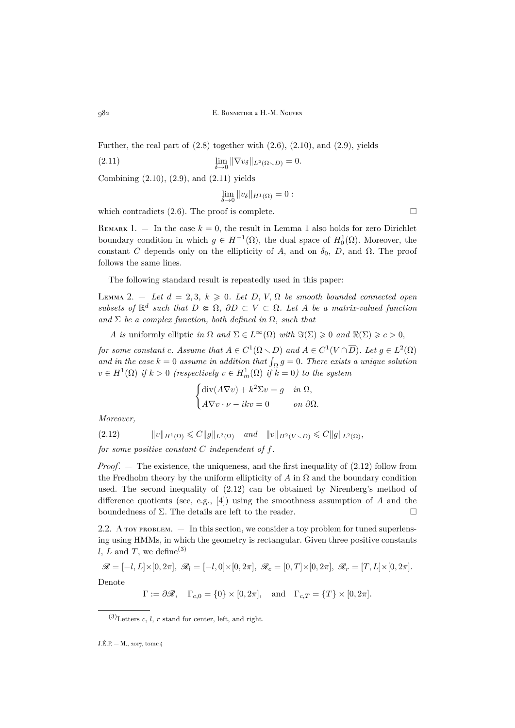Further, the real part of (2.8) together with (2.6), (2.10), and (2.9), yields

$$\lim_{\delta\to 0} \|\nabla v_\delta\|_{L^2(\Omega\smallsetminus D)} = 0. \tag{2.11}$$

Combining (2.10), (2.9), and (2.11) yields

$$\lim_{\delta\to 0} \|v_\delta\|_{H^1(\Omega)} = 0:$$

which contradicts (2.6). The proof is complete. □

Remark 1. — In the case $k = 0$, the result in Lemma 1 also holds for zero Dirichlet boundary condition in which $g \in H^{-1}(\Omega)$, the dual space of $H^1_0(\Omega)$. Moreover, the constant $C$ depends only on the ellipticity of $A$, and on $\delta_0$, $D$, and $\Omega$. The proof follows the same lines.

The following standard result is repeatedly used in this paper:

Lemma 2. — *Let $d = 2, 3$, $k \geqslant 0$. Let $D$, $V$, $\Omega$ be smooth bounded connected open subsets of $\mathbb{R}^d$ such that $D \Subset \Omega$, $\partial D \subset V \subset \Omega$. Let $A$ be a matrix-valued function and $\Sigma$ be a complex function, both defined in $\Omega$, such that*

*$A$ is uniformly elliptic in $\Omega$ and $\Sigma \in L^\infty(\Omega)$ with $\Im(\Sigma) \geqslant 0$ and $\Re(\Sigma) \geqslant c > 0$,*

*for some constant $c$. Assume that $A \in C^1(\Omega \smallsetminus D)$ and $A \in C^1(V \cap \overline{D})$. Let $g \in L^2(\Omega)$ and in the case $k = 0$ assume in addition that $\int_\Omega g = 0$. There exists a unique solution $v \in H^1(\Omega)$ if $k > 0$ (respectively $v \in H^1_m(\Omega)$ if $k = 0$) to the system*

$$\begin{cases} \operatorname{div}(A\nabla v) + k^2\Sigma v = g & \text{in } \Omega, \\ A\nabla v \cdot \nu - ikv = 0 & \text{on } \partial\Omega. \end{cases}$$

*Moreover,*

$$\|v\|_{H^1(\Omega)} \leqslant C\|g\|_{L^2(\Omega)} \quad \text{and} \quad \|v\|_{H^2(V\smallsetminus D)} \leqslant C\|g\|_{L^2(\Omega)}, \tag{2.12}$$

*for some positive constant $C$ independent of $f$.*

*Proof*. — The existence, the uniqueness, and the first inequality of (2.12) follow from the Fredholm theory by the uniform ellipticity of $A$ in $\Omega$ and the boundary condition used. The second inequality of (2.12) can be obtained by Nirenberg's method of difference quotients (see, e.g., [4]) using the smoothness assumption of $A$ and the boundedness of $\Sigma$. The details are left to the reader. □

2.2. A toy problem. — In this section, we consider a toy problem for tuned superlensing using HMMs, in which the geometry is rectangular. Given three positive constants $l$, $L$ and $T$, we define[3]

$$\mathscr{R} = [-l, L]\times[0, 2\pi],\ \mathscr{R}_l = [-l, 0]\times[0, 2\pi],\ \mathscr{R}_c = [0, T]\times[0, 2\pi],\ \mathscr{R}_r = [T, L]\times[0, 2\pi].$$

Denote

$$\Gamma := \partial\mathscr{R}, \quad \Gamma_{c,0} = \{0\}\times[0, 2\pi], \quad \text{and} \quad \Gamma_{c,T} = \{T\}\times[0, 2\pi].$$

[3] Letters $c$, $l$, $r$ stand for center, left, and right.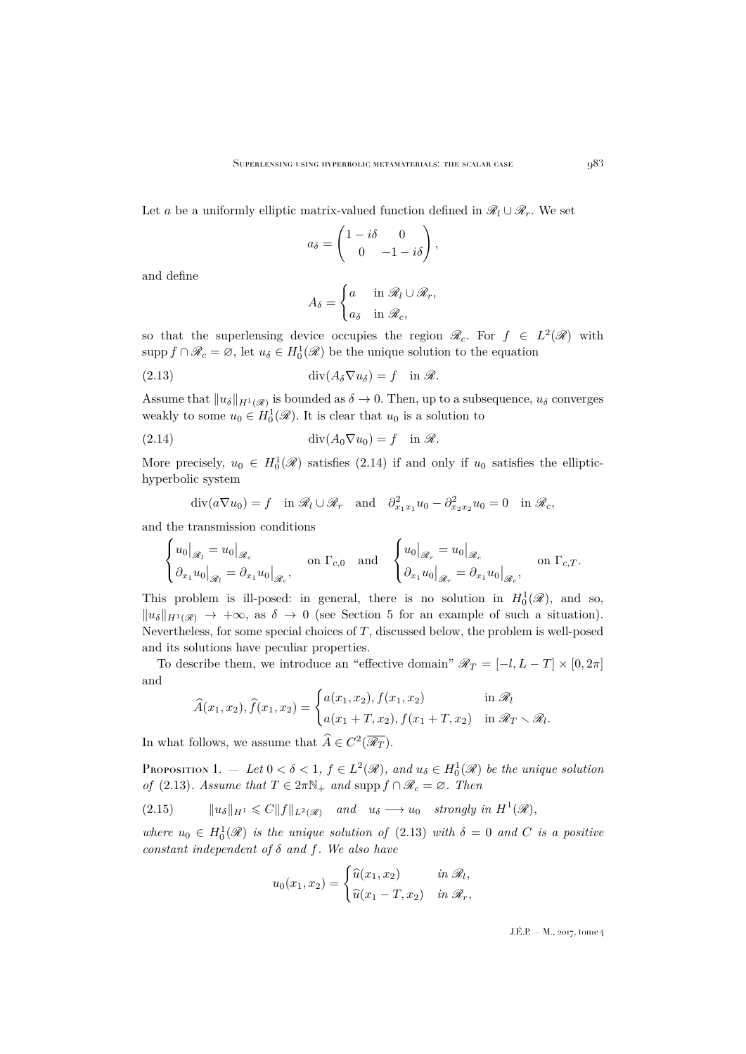Let $a$ be a uniformly elliptic matrix-valued function defined in $\mathscr{R}_l \cup \mathscr{R}_r$. We set

$$a_\delta = \begin{pmatrix} 1 - i\delta & 0 \\ 0 & -1 - i\delta \end{pmatrix},$$

and define

$$A_\delta = \begin{cases} a & \text{in } \mathscr{R}_l \cup \mathscr{R}_r, \\ a_\delta & \text{in } \mathscr{R}_c, \end{cases}$$

so that the superlensing device occupies the region $\mathscr{R}_c$. For $f \in L^2(\mathscr{R})$ with $\operatorname{supp} f \cap \mathscr{R}_c = \varnothing$, let $u_\delta \in H^1_0(\mathscr{R})$ be the unique solution to the equation

$$\operatorname{div}(A_\delta \nabla u_\delta) = f \quad \text{in } \mathscr{R}. \tag{2.13}$$

Assume that $\|u_\delta\|_{H^1(\mathscr{R})}$ is bounded as $\delta \to 0$. Then, up to a subsequence, $u_\delta$ converges weakly to some $u_0 \in H^1_0(\mathscr{R})$. It is clear that $u_0$ is a solution to

$$\operatorname{div}(A_0 \nabla u_0) = f \quad \text{in } \mathscr{R}. \tag{2.14}$$

More precisely, $u_0 \in H^1_0(\mathscr{R})$ satisfies (2.14) if and only if $u_0$ satisfies the elliptic-hyperbolic system

$$\operatorname{div}(a \nabla u_0) = f \quad \text{in } \mathscr{R}_l \cup \mathscr{R}_r \quad \text{and} \quad \partial^2_{x_1 x_1} u_0 - \partial^2_{x_2 x_2} u_0 = 0 \quad \text{in } \mathscr{R}_c,$$

and the transmission conditions

$$\begin{cases} u_0\big|_{\mathscr{R}_l} = u_0\big|_{\mathscr{R}_c} \\ \partial_{x_1} u_0\big|_{\mathscr{R}_l} = \partial_{x_1} u_0\big|_{\mathscr{R}_c}, \end{cases} \text{on } \Gamma_{c,0} \quad \text{and} \quad \begin{cases} u_0\big|_{\mathscr{R}_r} = u_0\big|_{\mathscr{R}_c} \\ \partial_{x_1} u_0\big|_{\mathscr{R}_r} = \partial_{x_1} u_0\big|_{\mathscr{R}_c}, \end{cases} \text{on } \Gamma_{c,T}.$$

This problem is ill-posed: in general, there is no solution in $H^1_0(\mathscr{R})$, and so, $\|u_\delta\|_{H^1(\mathscr{R})} \to +\infty$, as $\delta \to 0$ (see Section 5 for an example of such a situation). Nevertheless, for some special choices of $T$, discussed below, the problem is well-posed and its solutions have peculiar properties.

To describe them, we introduce an "effective domain" $\mathscr{R}_T = [-l, L-T] \times [0, 2\pi]$ and

$$\widehat{A}(x_1, x_2), \widehat{f}(x_1, x_2) = \begin{cases} a(x_1, x_2), f(x_1, x_2) & \text{in } \mathscr{R}_l \\ a(x_1 + T, x_2), f(x_1 + T, x_2) & \text{in } \mathscr{R}_T \smallsetminus \mathscr{R}_l. \end{cases}$$

In what follows, we assume that $\widehat{A} \in C^2(\overline{\mathscr{R}_T})$.

**Proposition 1.** — *Let $0 < \delta < 1$, $f \in L^2(\mathscr{R})$, and $u_\delta \in H^1_0(\mathscr{R})$ be the unique solution of (2.13). Assume that $T \in 2\pi\mathbb{N}_+$ and $\operatorname{supp} f \cap \mathscr{R}_c = \varnothing$. Then*

$$\|u_\delta\|_{H^1} \leqslant C \|f\|_{L^2(\mathscr{R})} \quad \text{and} \quad u_\delta \longrightarrow u_0 \quad \text{strongly in } H^1(\mathscr{R}), \tag{2.15}$$

*where $u_0 \in H^1_0(\mathscr{R})$ is the unique solution of (2.13) with $\delta = 0$ and $C$ is a positive constant independent of $\delta$ and $f$. We also have*

$$u_0(x_1, x_2) = \begin{cases} \widehat{u}(x_1, x_2) & \text{in } \mathscr{R}_l, \\ \widehat{u}(x_1 - T, x_2) & \text{in } \mathscr{R}_r, \end{cases}$$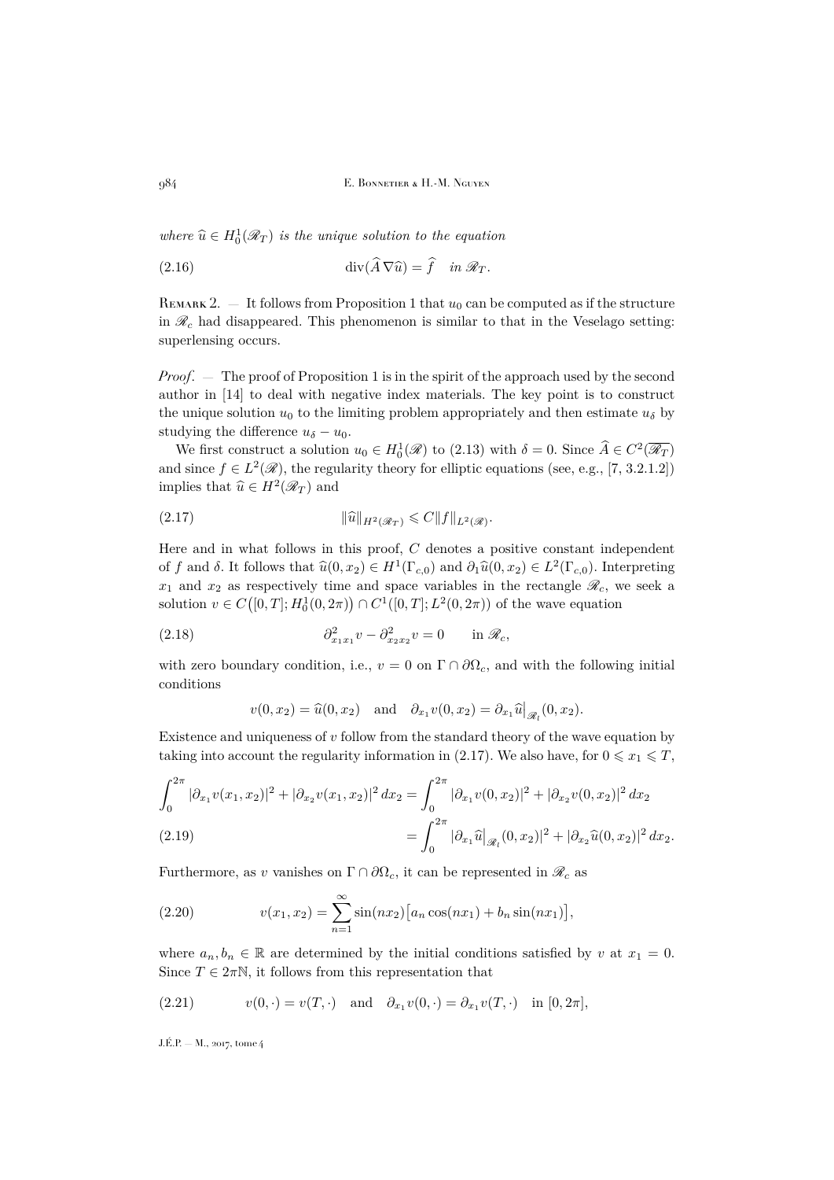*where* $\widehat{u} \in H^1_0(\mathscr{R}_T)$ *is the unique solution to the equation*

$$\operatorname{div}(\widehat{A}\,\nabla \widehat{u}) = \widehat{f} \quad \textit{in } \mathscr{R}_T. \tag{2.16}$$

Remark 2. — It follows from Proposition 1 that $u_0$ can be computed as if the structure in $\mathscr{R}_c$ had disappeared. This phenomenon is similar to that in the Veselago setting: superlensing occurs.

*Proof*. — The proof of Proposition 1 is in the spirit of the approach used by the second author in [14] to deal with negative index materials. The key point is to construct the unique solution $u_0$ to the limiting problem appropriately and then estimate $u_\delta$ by studying the difference $u_\delta - u_0$.

We first construct a solution $u_0 \in H^1_0(\mathscr{R})$ to (2.13) with $\delta = 0$. Since $\widehat{A} \in C^2(\overline{\mathscr{R}_T})$ and since $f \in L^2(\mathscr{R})$, the regularity theory for elliptic equations (see, e.g., [7, 3.2.1.2]) implies that $\widehat{u} \in H^2(\mathscr{R}_T)$ and

$$\|\widehat{u}\|_{H^2(\mathscr{R}_T)} \leqslant C \|f\|_{L^2(\mathscr{R})}. \tag{2.17}$$

Here and in what follows in this proof, $C$ denotes a positive constant independent of $f$ and $\delta$. It follows that $\widehat{u}(0, x_2) \in H^1(\Gamma_{c,0})$ and $\partial_1 \widehat{u}(0, x_2) \in L^2(\Gamma_{c,0})$. Interpreting $x_1$ and $x_2$ as respectively time and space variables in the rectangle $\mathscr{R}_c$, we seek a solution $v \in C\big([0,T]; H^1_0(0, 2\pi)\big) \cap C^1([0,T]; L^2(0, 2\pi))$ of the wave equation

$$\partial^2_{x_1 x_1} v - \partial^2_{x_2 x_2} v = 0 \qquad \text{in } \mathscr{R}_c, \tag{2.18}$$

with zero boundary condition, i.e., $v = 0$ on $\Gamma \cap \partial\Omega_c$, and with the following initial conditions

$$v(0, x_2) = \widehat{u}(0, x_2) \quad \text{and} \quad \partial_{x_1} v(0, x_2) = \partial_{x_1} \widehat{u}\big|_{\mathscr{R}_l}(0, x_2).$$

Existence and uniqueness of $v$ follow from the standard theory of the wave equation by taking into account the regularity information in (2.17). We also have, for $0 \leqslant x_1 \leqslant T$,

$$\begin{aligned}
\int_0^{2\pi} |\partial_{x_1} v(x_1, x_2)|^2 + |\partial_{x_2} v(x_1, x_2)|^2 \, dx_2 &= \int_0^{2\pi} |\partial_{x_1} v(0, x_2)|^2 + |\partial_{x_2} v(0, x_2)|^2 \, dx_2 \\
&= \int_0^{2\pi} |\partial_{x_1} \widehat{u}\big|_{\mathscr{R}_l}(0, x_2)|^2 + |\partial_{x_2} \widehat{u}(0, x_2)|^2 \, dx_2.
\end{aligned} \tag{2.19}$$

Furthermore, as $v$ vanishes on $\Gamma \cap \partial\Omega_c$, it can be represented in $\mathscr{R}_c$ as

$$v(x_1, x_2) = \sum_{n=1}^{\infty} \sin(n x_2) \big[a_n \cos(n x_1) + b_n \sin(n x_1)\big], \tag{2.20}$$

where $a_n, b_n \in \mathbb{R}$ are determined by the initial conditions satisfied by $v$ at $x_1 = 0$. Since $T \in 2\pi\mathbb{N}$, it follows from this representation that

$$v(0, \cdot) = v(T, \cdot) \quad \text{and} \quad \partial_{x_1} v(0, \cdot) = \partial_{x_1} v(T, \cdot) \quad \text{in } [0, 2\pi], \tag{2.21}$$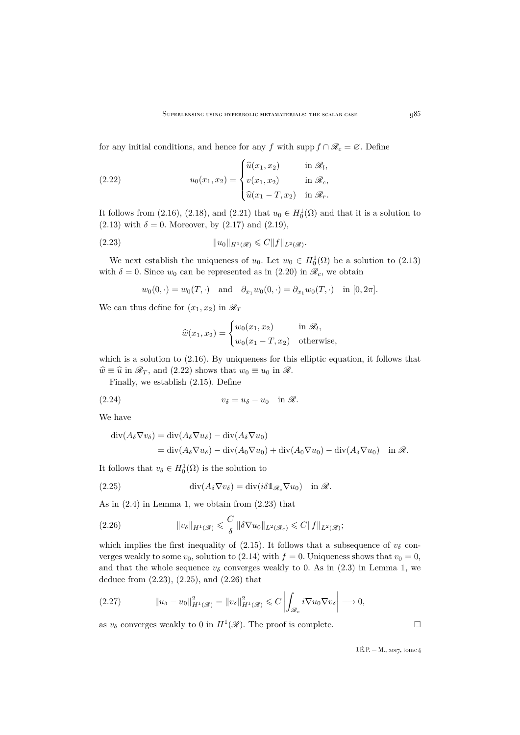for any initial conditions, and hence for any $f$ with $\operatorname{supp} f \cap \mathscr{R}_c = \varnothing$. Define

$$
u_0(x_1, x_2) = \begin{cases} \widehat{u}(x_1, x_2) & \text{in } \mathscr{R}_l, \\ v(x_1, x_2) & \text{in } \mathscr{R}_c, \\ \widehat{u}(x_1 - T, x_2) & \text{in } \mathscr{R}_r. \end{cases} \tag{2.22}
$$

It follows from (2.16), (2.18), and (2.21) that $u_0 \in H^1_0(\Omega)$ and that it is a solution to (2.13) with $\delta = 0$. Moreover, by (2.17) and (2.19),

$$
\|u_0\|_{H^1(\mathscr{R})} \leqslant C \|f\|_{L^2(\mathscr{R})}. \tag{2.23}
$$

We next establish the uniqueness of $u_0$. Let $w_0 \in H^1_0(\Omega)$ be a solution to (2.13) with $\delta = 0$. Since $w_0$ can be represented as in (2.20) in $\mathscr{R}_c$, we obtain

$$
w_0(0, \cdot) = w_0(T, \cdot) \quad \text{and} \quad \partial_{x_1} w_0(0, \cdot) = \partial_{x_1} w_0(T, \cdot) \quad \text{in } [0, 2\pi].
$$

We can thus define for $(x_1, x_2)$ in $\mathscr{R}_T$

$$
\widehat{w}(x_1, x_2) = \begin{cases} w_0(x_1, x_2) & \text{in } \mathscr{R}_l, \\ w_0(x_1 - T, x_2) & \text{otherwise}, \end{cases}
$$

which is a solution to (2.16). By uniqueness for this elliptic equation, it follows that $\widehat{w} \equiv \widehat{u}$ in $\mathscr{R}_T$, and (2.22) shows that $w_0 \equiv u_0$ in $\mathscr{R}$.

Finally, we establish (2.15). Define

$$
v_\delta = u_\delta - u_0 \quad \text{in } \mathscr{R}. \tag{2.24}
$$

We have

$$
\begin{aligned}
\operatorname{div}(A_\delta \nabla v_\delta) &= \operatorname{div}(A_\delta \nabla u_\delta) - \operatorname{div}(A_\delta \nabla u_0) \\
&= \operatorname{div}(A_\delta \nabla u_\delta) - \operatorname{div}(A_0 \nabla u_0) + \operatorname{div}(A_0 \nabla u_0) - \operatorname{div}(A_\delta \nabla u_0) \quad \text{in } \mathscr{R}.
\end{aligned}
$$

It follows that $v_\delta \in H^1_0(\Omega)$ is the solution to

$$
\operatorname{div}(A_\delta \nabla v_\delta) = \operatorname{div}(i\delta \mathbb{1}_{\mathscr{R}_c} \nabla u_0) \quad \text{in } \mathscr{R}. \tag{2.25}
$$

As in (2.4) in Lemma 1, we obtain from (2.23) that

$$
\|v_\delta\|_{H^1(\mathscr{R})} \leqslant \frac{C}{\delta} \|\delta \nabla u_0\|_{L^2(\mathscr{R}_c)} \leqslant C \|f\|_{L^2(\mathscr{R})}; \tag{2.26}
$$

which implies the first inequality of (2.15). It follows that a subsequence of $v_\delta$ converges weakly to some $v_0$, solution to (2.14) with $f = 0$. Uniqueness shows that $v_0 = 0$, and that the whole sequence $v_\delta$ converges weakly to 0. As in (2.3) in Lemma 1, we deduce from (2.23), (2.25), and (2.26) that

$$
\|u_\delta - u_0\|^2_{H^1(\mathscr{R})} = \|v_\delta\|^2_{H^1(\mathscr{R})} \leqslant C \left| \int_{\mathscr{R}_c} i \nabla u_0 \nabla v_\delta \right| \longrightarrow 0, \tag{2.27}
$$

as $v_\delta$ converges weakly to 0 in $H^1(\mathscr{R})$. The proof is complete. $\square$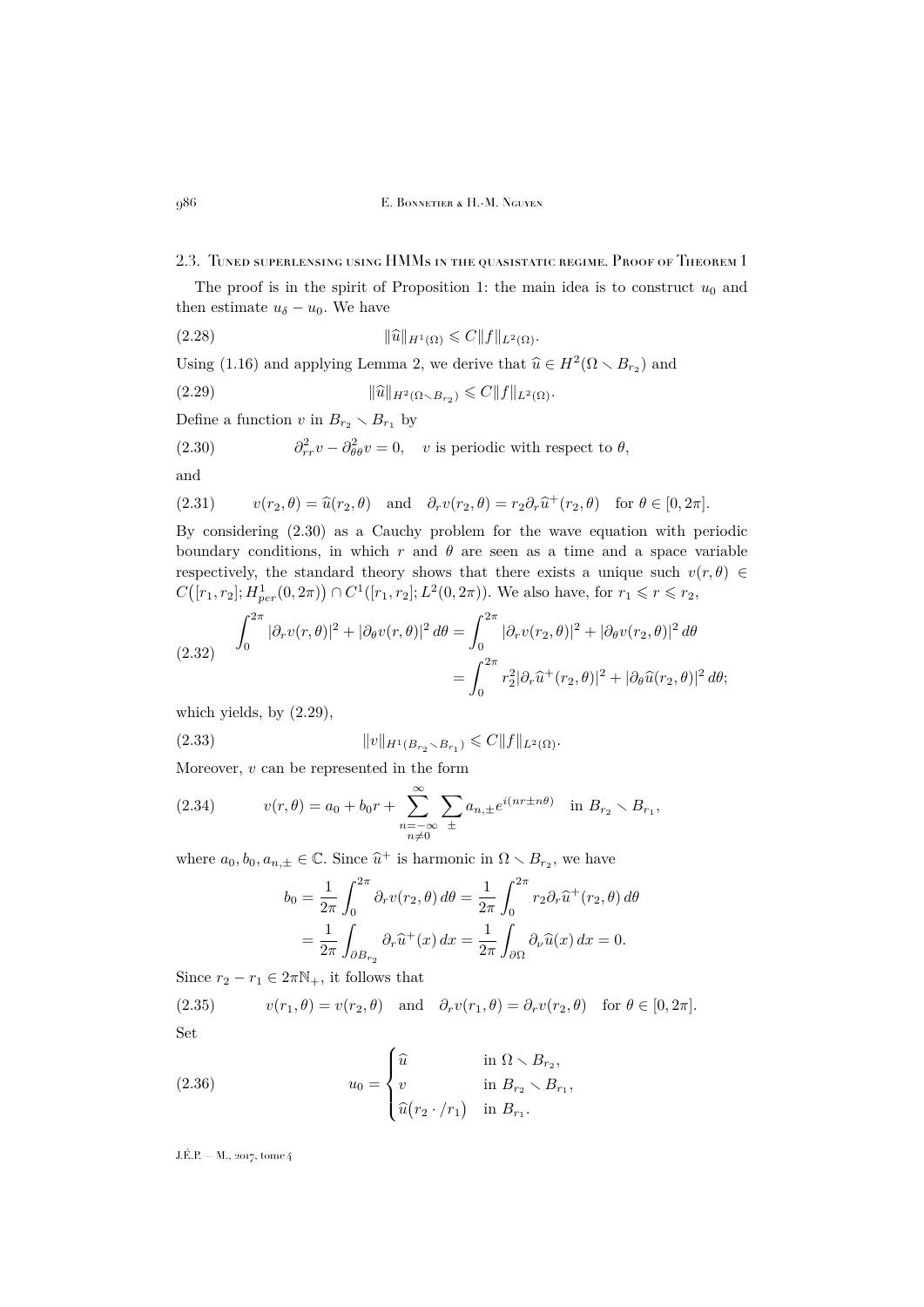### 2.3. Tuned superlensing using HMMs in the quasistatic regime. Proof of Theorem 1

The proof is in the spirit of Proposition 1: the main idea is to construct $u_0$ and then estimate $u_\delta - u_0$. We have

$$\|\widehat{u}\|_{H^1(\Omega)} \leqslant C\|f\|_{L^2(\Omega)}. \tag{2.28}$$

Using (1.16) and applying Lemma 2, we derive that $\widehat{u} \in H^2(\Omega \setminus B_{r_2})$ and

$$\|\widehat{u}\|_{H^2(\Omega \setminus B_{r_2})} \leqslant C\|f\|_{L^2(\Omega)}. \tag{2.29}$$

Define a function $v$ in $B_{r_2} \setminus B_{r_1}$ by

$$\partial^2_{rr} v - \partial^2_{\theta\theta} v = 0, \quad v \text{ is periodic with respect to } \theta, \tag{2.30}$$

and

$$v(r_2, \theta) = \widehat{u}(r_2, \theta) \quad \text{and} \quad \partial_r v(r_2, \theta) = r_2 \partial_r \widehat{u}^+(r_2, \theta) \quad \text{for } \theta \in [0, 2\pi]. \tag{2.31}$$

By considering (2.30) as a Cauchy problem for the wave equation with periodic boundary conditions, in which $r$ and $\theta$ are seen as a time and a space variable respectively, the standard theory shows that there exists a unique such $v(r, \theta) \in C\big([r_1, r_2]; H^1_{per}(0, 2\pi)\big) \cap C^1([r_1, r_2]; L^2(0, 2\pi))$. We also have, for $r_1 \leqslant r \leqslant r_2$,

$$\begin{aligned} \int_0^{2\pi} |\partial_r v(r, \theta)|^2 + |\partial_\theta v(r, \theta)|^2 \, d\theta &= \int_0^{2\pi} |\partial_r v(r_2, \theta)|^2 + |\partial_\theta v(r_2, \theta)|^2 \, d\theta \\ &= \int_0^{2\pi} r_2^2 |\partial_r \widehat{u}^+(r_2, \theta)|^2 + |\partial_\theta \widehat{u}(r_2, \theta)|^2 \, d\theta; \end{aligned} \tag{2.32}$$

which yields, by (2.29),

$$\|v\|_{H^1(B_{r_2} \setminus B_{r_1})} \leqslant C\|f\|_{L^2(\Omega)}. \tag{2.33}$$

Moreover, $v$ can be represented in the form

$$v(r, \theta) = a_0 + b_0 r + \sum_{\substack{n=-\infty \\ n \neq 0}}^{\infty} \sum_{\pm} a_{n,\pm} e^{i(nr \pm n\theta)} \quad \text{in } B_{r_2} \setminus B_{r_1}, \tag{2.34}$$

where $a_0, b_0, a_{n,\pm} \in \mathbb{C}$. Since $\widehat{u}^+$ is harmonic in $\Omega \setminus B_{r_2}$, we have

$$\begin{aligned} b_0 = \frac{1}{2\pi} \int_0^{2\pi} \partial_r v(r_2, \theta) \, d\theta &= \frac{1}{2\pi} \int_0^{2\pi} r_2 \partial_r \widehat{u}^+(r_2, \theta) \, d\theta \\ &= \frac{1}{2\pi} \int_{\partial B_{r_2}} \partial_r \widehat{u}^+(x) \, dx = \frac{1}{2\pi} \int_{\partial \Omega} \partial_\nu \widehat{u}(x) \, dx = 0. \end{aligned}$$

Since $r_2 - r_1 \in 2\pi \mathbb{N}_+$, it follows that

$$v(r_1, \theta) = v(r_2, \theta) \quad \text{and} \quad \partial_r v(r_1, \theta) = \partial_r v(r_2, \theta) \quad \text{for } \theta \in [0, 2\pi]. \tag{2.35}$$

Set

$$u_0 = \begin{cases} \widehat{u} & \text{in } \Omega \setminus B_{r_2}, \\ v & \text{in } B_{r_2} \setminus B_{r_1}, \\ \widehat{u}\big(r_2 \cdot / r_1\big) & \text{in } B_{r_1}. \end{cases} \tag{2.36}$$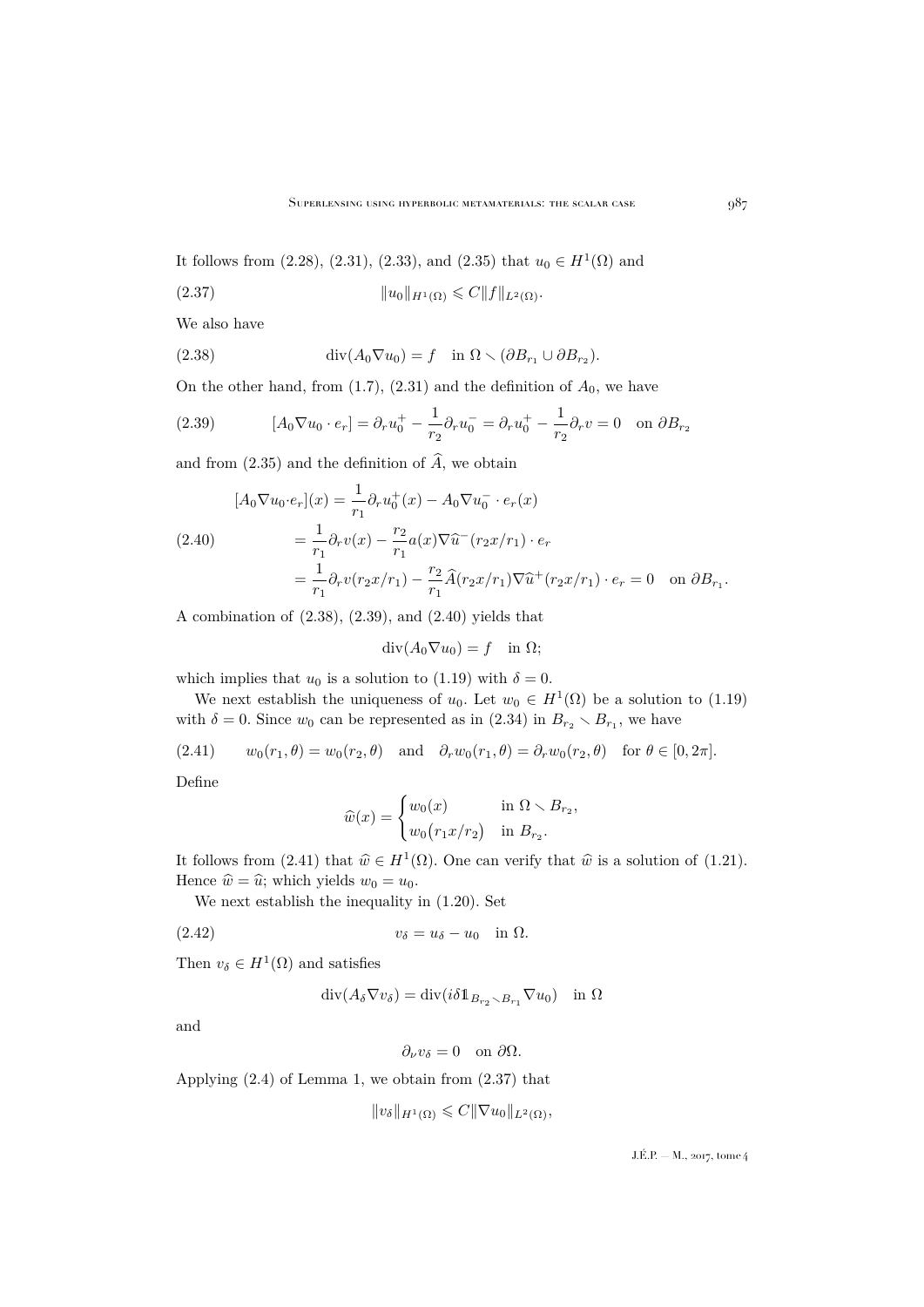It follows from (2.28), (2.31), (2.33), and (2.35) that $u_0 \in H^1(\Omega)$ and

$$\|u_0\|_{H^1(\Omega)} \leqslant C\|f\|_{L^2(\Omega)}. \tag{2.37}$$

We also have

$$\operatorname{div}(A_0 \nabla u_0) = f \quad \text{in } \Omega \smallsetminus (\partial B_{r_1} \cup \partial B_{r_2}). \tag{2.38}$$

On the other hand, from (1.7), (2.31) and the definition of $A_0$, we have

$$[A_0 \nabla u_0 \cdot e_r] = \partial_r u_0^+ - \frac{1}{r_2}\partial_r u_0^- = \partial_r u_0^+ - \frac{1}{r_2}\partial_r v = 0 \quad \text{on } \partial B_{r_2} \tag{2.39}$$

and from (2.35) and the definition of $\widehat{A}$, we obtain

$$\begin{aligned}
[A_0 \nabla u_0 \cdot e_r](x) &= \frac{1}{r_1}\partial_r u_0^+(x) - A_0 \nabla u_0^- \cdot e_r(x) \\
&= \frac{1}{r_1}\partial_r v(x) - \frac{r_2}{r_1} a(x) \nabla \widehat{u}^-(r_2 x / r_1) \cdot e_r \\
&= \frac{1}{r_1}\partial_r v(r_2 x/r_1) - \frac{r_2}{r_1}\widehat{A}(r_2 x/r_1) \nabla \widehat{u}^+(r_2 x/r_1) \cdot e_r = 0 \quad \text{on } \partial B_{r_1}.
\end{aligned} \tag{2.40}$$

A combination of (2.38), (2.39), and (2.40) yields that

$$\operatorname{div}(A_0 \nabla u_0) = f \quad \text{in } \Omega;$$

which implies that $u_0$ is a solution to (1.19) with $\delta = 0$.

We next establish the uniqueness of $u_0$. Let $w_0 \in H^1(\Omega)$ be a solution to (1.19) with $\delta = 0$. Since $w_0$ can be represented as in (2.34) in $B_{r_2} \smallsetminus B_{r_1}$, we have

$$w_0(r_1, \theta) = w_0(r_2, \theta) \quad \text{and} \quad \partial_r w_0(r_1, \theta) = \partial_r w_0(r_2, \theta) \quad \text{for } \theta \in [0, 2\pi]. \tag{2.41}$$

Define

$$\widehat{w}(x) = \begin{cases} w_0(x) & \text{in } \Omega \smallsetminus B_{r_2}, \\ w_0\big(r_1 x / r_2\big) & \text{in } B_{r_2}. \end{cases}$$

It follows from (2.41) that $\widehat{w} \in H^1(\Omega)$. One can verify that $\widehat{w}$ is a solution of (1.21). Hence $\widehat{w} = \widehat{u}$; which yields $w_0 = u_0$.

We next establish the inequality in (1.20). Set

$$v_\delta = u_\delta - u_0 \quad \text{in } \Omega. \tag{2.42}$$

Then $v_\delta \in H^1(\Omega)$ and satisfies

$$\operatorname{div}(A_\delta \nabla v_\delta) = \operatorname{div}(i\delta \mathbb{1}_{B_{r_2} \smallsetminus B_{r_1}} \nabla u_0) \quad \text{in } \Omega$$

and

$$\partial_\nu v_\delta = 0 \quad \text{on } \partial\Omega.$$

Applying (2.4) of Lemma 1, we obtain from (2.37) that

$$\|v_\delta\|_{H^1(\Omega)} \leqslant C\|\nabla u_0\|_{L^2(\Omega)},$$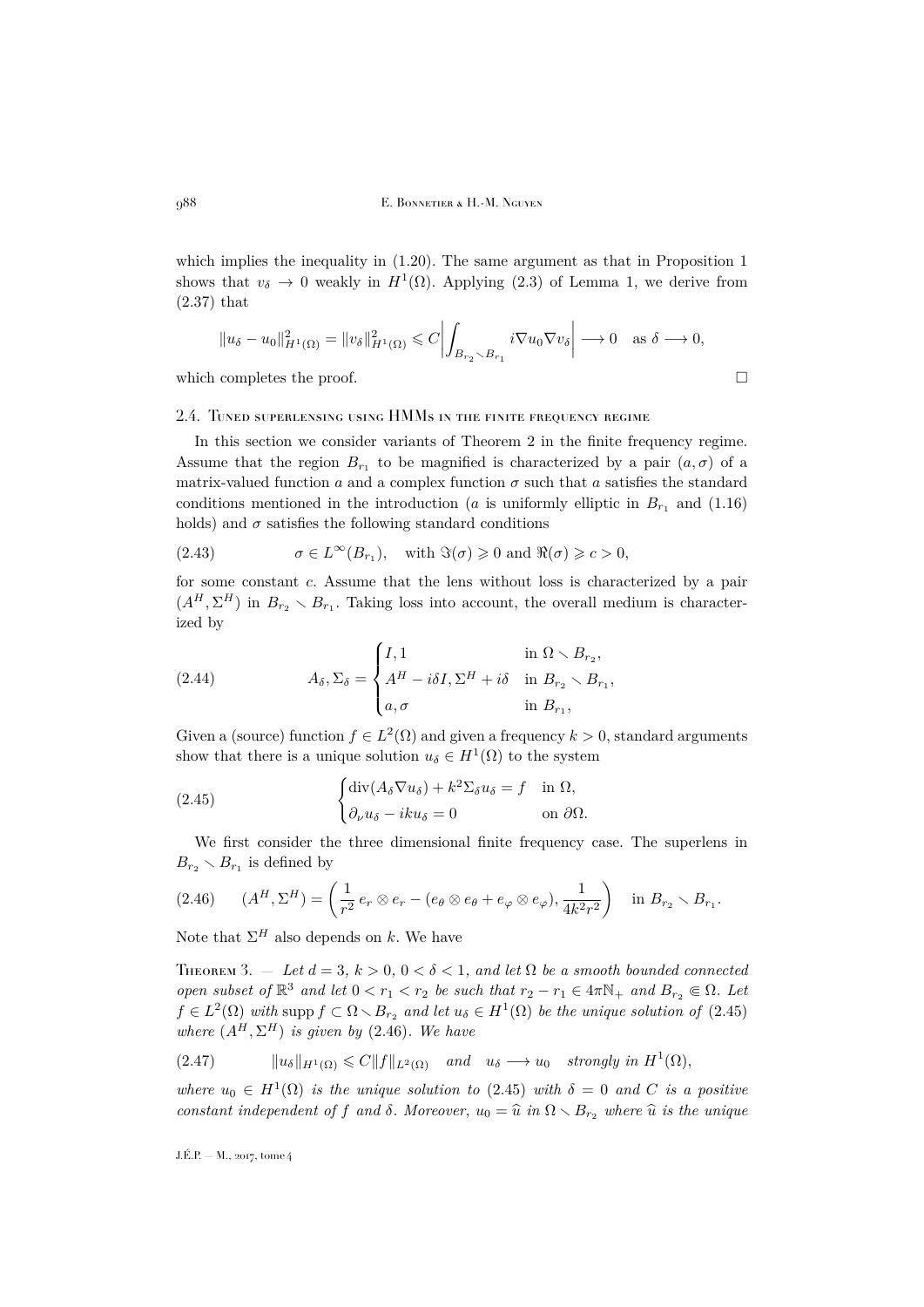which implies the inequality in (1.20). The same argument as that in Proposition 1 shows that $v_\delta \to 0$ weakly in $H^1(\Omega)$. Applying (2.3) of Lemma 1, we derive from (2.37) that

$$\|u_\delta - u_0\|_{H^1(\Omega)}^2 = \|v_\delta\|_{H^1(\Omega)}^2 \leqslant C\left|\int_{B_{r_2}\smallsetminus B_{r_1}} i\nabla u_0 \nabla v_\delta\right| \longrightarrow 0 \quad \text{as } \delta \longrightarrow 0,$$

which completes the proof. □

### 2.4. Tuned superlensing using HMMs in the finite frequency regime

In this section we consider variants of Theorem 2 in the finite frequency regime. Assume that the region $B_{r_1}$ to be magnified is characterized by a pair $(a, \sigma)$ of a matrix-valued function $a$ and a complex function $\sigma$ such that $a$ satisfies the standard conditions mentioned in the introduction ($a$ is uniformly elliptic in $B_{r_1}$ and (1.16) holds) and $\sigma$ satisfies the following standard conditions

$$\sigma \in L^\infty(B_{r_1}), \quad \text{with } \Im(\sigma) \geqslant 0 \text{ and } \Re(\sigma) \geqslant c > 0, \tag{2.43}$$

for some constant $c$. Assume that the lens without loss is characterized by a pair $(A^H, \Sigma^H)$ in $B_{r_2} \smallsetminus B_{r_1}$. Taking loss into account, the overall medium is characterized by

$$A_\delta, \Sigma_\delta = \begin{cases} I, 1 & \text{in } \Omega \smallsetminus B_{r_2}, \\ A^H - i\delta I, \Sigma^H + i\delta & \text{in } B_{r_2} \smallsetminus B_{r_1}, \\ a, \sigma & \text{in } B_{r_1}, \end{cases} \tag{2.44}$$

Given a (source) function $f \in L^2(\Omega)$ and given a frequency $k > 0$, standard arguments show that there is a unique solution $u_\delta \in H^1(\Omega)$ to the system

$$\begin{cases} \operatorname{div}(A_\delta \nabla u_\delta) + k^2 \Sigma_\delta u_\delta = f & \text{in } \Omega, \\ \partial_\nu u_\delta - iku_\delta = 0 & \text{on } \partial\Omega. \end{cases} \tag{2.45}$$

We first consider the three dimensional finite frequency case. The superlens in $B_{r_2} \smallsetminus B_{r_1}$ is defined by

$$(A^H, \Sigma^H) = \left(\frac{1}{r^2}\, e_r \otimes e_r - (e_\theta \otimes e_\theta + e_\varphi \otimes e_\varphi), \frac{1}{4k^2 r^2}\right) \quad \text{in } B_{r_2} \smallsetminus B_{r_1}. \tag{2.46}$$

Note that $\Sigma^H$ also depends on $k$. We have

Theorem 3. — *Let $d = 3$, $k > 0$, $0 < \delta < 1$, and let $\Omega$ be a smooth bounded connected open subset of $\mathbb{R}^3$ and let $0 < r_1 < r_2$ be such that $r_2 - r_1 \in 4\pi\mathbb{N}_+$ and $B_{r_2} \Subset \Omega$. Let $f \in L^2(\Omega)$ with $\operatorname{supp} f \subset \Omega \smallsetminus B_{r_2}$ and let $u_\delta \in H^1(\Omega)$ be the unique solution of (2.45) where $(A^H, \Sigma^H)$ is given by (2.46). We have*

$$\|u_\delta\|_{H^1(\Omega)} \leqslant C\|f\|_{L^2(\Omega)} \quad \text{and} \quad u_\delta \longrightarrow u_0 \quad \text{strongly in } H^1(\Omega), \tag{2.47}$$

*where $u_0 \in H^1(\Omega)$ is the unique solution to (2.45) with $\delta = 0$ and $C$ is a positive constant independent of $f$ and $\delta$. Moreover, $u_0 = \widehat{u}$ in $\Omega \smallsetminus B_{r_2}$ where $\widehat{u}$ is the unique*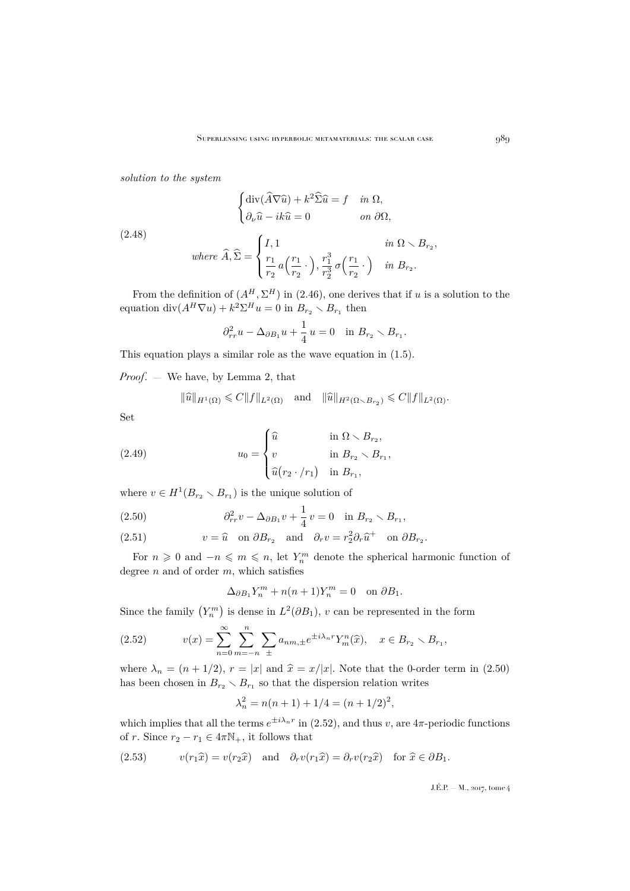*solution to the system*

$$
(2.48)\qquad \begin{cases} \operatorname{div}(\widehat{A}\nabla \widehat{u}) + k^2 \widehat{\Sigma}\widehat{u} = f & \text{in } \Omega,\\ \partial_\nu \widehat{u} - ik\widehat{u} = 0 & \text{on } \partial\Omega, \end{cases}
$$

$$
\text{where } \widehat{A}, \widehat{\Sigma} = \begin{cases} I, 1 & \text{in } \Omega \smallsetminus B_{r_2},\\ \dfrac{r_1}{r_2}\, a\Big(\dfrac{r_1}{r_2}\,\cdot\Big), \dfrac{r_1^3}{r_2^3}\,\sigma\Big(\dfrac{r_1}{r_2}\,\cdot\Big) & \text{in } B_{r_2}. \end{cases}
$$

From the definition of $(A^H, \Sigma^H)$ in (2.46), one derives that if $u$ is a solution to the equation $\operatorname{div}(A^H \nabla u) + k^2 \Sigma^H u = 0$ in $B_{r_2} \smallsetminus B_{r_1}$ then

$$
\partial_{rr}^2 u - \Delta_{\partial B_1} u + \frac{1}{4}\, u = 0 \quad \text{in } B_{r_2} \smallsetminus B_{r_1}.
$$

This equation plays a similar role as the wave equation in (1.5).

*Proof.* — We have, by Lemma 2, that

$$
\|\widehat{u}\|_{H^1(\Omega)} \leqslant C\|f\|_{L^2(\Omega)} \quad \text{and} \quad \|\widehat{u}\|_{H^2(\Omega \smallsetminus B_{r_2})} \leqslant C\|f\|_{L^2(\Omega)}.
$$

Set

$$
(2.49)\qquad u_0 = \begin{cases} \widehat{u} & \text{in } \Omega \smallsetminus B_{r_2},\\ v & \text{in } B_{r_2} \smallsetminus B_{r_1},\\ \widehat{u}\big(r_2 \cdot / r_1\big) & \text{in } B_{r_1}, \end{cases}
$$

where $v \in H^1(B_{r_2} \smallsetminus B_{r_1})$ is the unique solution of

$$
(2.50)\qquad \partial_{rr}^2 v - \Delta_{\partial B_1} v + \frac{1}{4}\, v = 0 \quad \text{in } B_{r_2} \smallsetminus B_{r_1},
$$

$$
(2.51)\qquad v = \widehat{u} \quad \text{on } \partial B_{r_2} \quad \text{and} \quad \partial_r v = r_2^2 \partial_r \widehat{u}^+ \quad \text{on } \partial B_{r_2}.
$$

For $n \geqslant 0$ and $-n \leqslant m \leqslant n$, let $Y_n^m$ denote the spherical harmonic function of degree $n$ and of order $m$, which satisfies

$$
\Delta_{\partial B_1} Y_n^m + n(n+1) Y_n^m = 0 \quad \text{on } \partial B_1.
$$

Since the family $\big(Y_n^m\big)$ is dense in $L^2(\partial B_1)$, $v$ can be represented in the form

$$
(2.52)\qquad v(x) = \sum_{n=0}^{\infty} \sum_{m=-n}^{n} \sum_{\pm} a_{nm,\pm} e^{\pm i\lambda_n r} Y_m^n(\widehat{x}), \quad x \in B_{r_2} \smallsetminus B_{r_1},
$$

where $\lambda_n = (n + 1/2)$, $r = |x|$ and $\widehat{x} = x/|x|$. Note that the 0-order term in (2.50) has been chosen in $B_{r_2} \smallsetminus B_{r_1}$ so that the dispersion relation writes

$$
\lambda_n^2 = n(n+1) + 1/4 = (n + 1/2)^2,
$$

which implies that all the terms $e^{\pm i\lambda_n r}$ in (2.52), and thus $v$, are $4\pi$-periodic functions of $r$. Since $r_2 - r_1 \in 4\pi\mathbb{N}_+$, it follows that

$$
(2.53)\qquad v(r_1\widehat{x}) = v(r_2\widehat{x}) \quad \text{and} \quad \partial_r v(r_1\widehat{x}) = \partial_r v(r_2\widehat{x}) \quad \text{for } \widehat{x} \in \partial B_1.
$$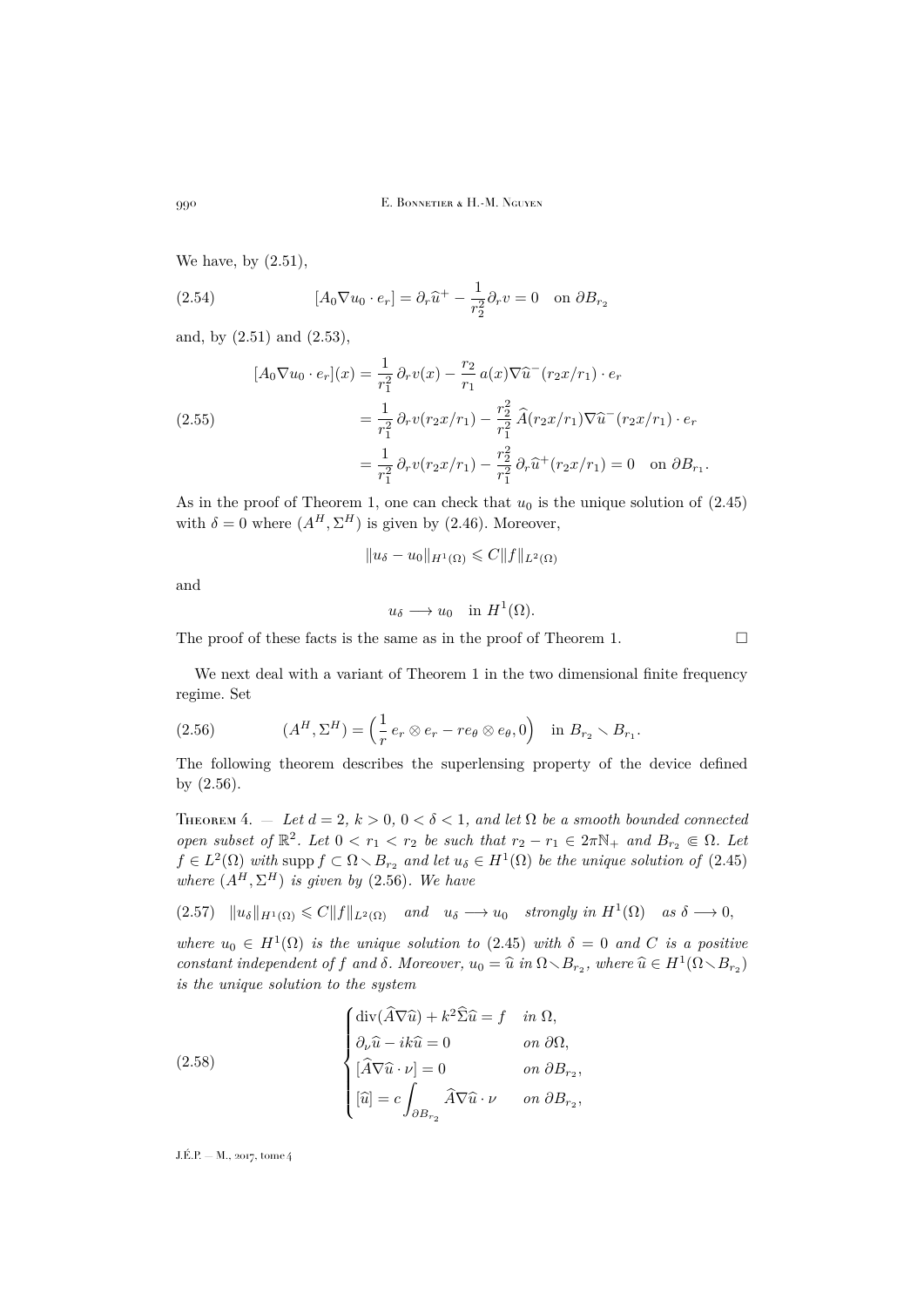We have, by (2.51),

$$
[A_0 \nabla u_0 \cdot e_r] = \partial_r \widehat{u}^+ - \frac{1}{r_2^2} \partial_r v = 0 \quad \text{on } \partial B_{r_2} \tag{2.54}
$$

and, by (2.51) and (2.53),

$$
\begin{aligned}
[A_0 \nabla u_0 \cdot e_r](x) &= \frac{1}{r_1^2}\, \partial_r v(x) - \frac{r_2}{r_1}\, a(x) \nabla \widehat{u}^-(r_2 x / r_1) \cdot e_r \\
&= \frac{1}{r_1^2}\, \partial_r v(r_2 x / r_1) - \frac{r_2^2}{r_1^2}\, \widehat{A}(r_2 x / r_1) \nabla \widehat{u}^-(r_2 x / r_1) \cdot e_r \\
&= \frac{1}{r_1^2}\, \partial_r v(r_2 x / r_1) - \frac{r_2^2}{r_1^2}\, \partial_r \widehat{u}^+(r_2 x / r_1) = 0 \quad \text{on } \partial B_{r_1}.
\end{aligned} \tag{2.55}
$$

As in the proof of Theorem 1, one can check that $u_0$ is the unique solution of (2.45) with $\delta = 0$ where $(A^H, \Sigma^H)$ is given by (2.46). Moreover,

$$
\|u_\delta - u_0\|_{H^1(\Omega)} \leqslant C \|f\|_{L^2(\Omega)}
$$

and

$$
u_\delta \longrightarrow u_0 \quad \text{in } H^1(\Omega).
$$

The proof of these facts is the same as in the proof of Theorem 1. $\square$

We next deal with a variant of Theorem 1 in the two dimensional finite frequency regime. Set

$$
(A^H, \Sigma^H) = \Big( \frac{1}{r}\, e_r \otimes e_r - r e_\theta \otimes e_\theta, 0 \Big) \quad \text{in } B_{r_2} \smallsetminus B_{r_1}. \tag{2.56}
$$

The following theorem describes the superlensing property of the device defined by (2.56).

**Theorem 4.** — *Let $d = 2$, $k > 0$, $0 < \delta < 1$, and let $\Omega$ be a smooth bounded connected open subset of $\mathbb{R}^2$. Let $0 < r_1 < r_2$ be such that $r_2 - r_1 \in 2\pi \mathbb{N}_+$ and $B_{r_2} \Subset \Omega$. Let $f \in L^2(\Omega)$ with $\operatorname{supp} f \subset \Omega \smallsetminus B_{r_2}$ and let $u_\delta \in H^1(\Omega)$ be the unique solution of (2.45) where $(A^H, \Sigma^H)$ is given by (2.56). We have*

$$
\|u_\delta\|_{H^1(\Omega)} \leqslant C \|f\|_{L^2(\Omega)} \quad \text{and} \quad u_\delta \longrightarrow u_0 \quad \text{strongly in } H^1(\Omega) \quad \text{as } \delta \longrightarrow 0, \tag{2.57}
$$

*where $u_0 \in H^1(\Omega)$ is the unique solution to (2.45) with $\delta = 0$ and $C$ is a positive constant independent of $f$ and $\delta$. Moreover, $u_0 = \widehat{u}$ in $\Omega \smallsetminus B_{r_2}$, where $\widehat{u} \in H^1(\Omega \smallsetminus B_{r_2})$ is the unique solution to the system*

$$
\begin{cases}
\operatorname{div}(\widehat{A} \nabla \widehat{u}) + k^2 \widehat{\Sigma} \widehat{u} = f & \text{in } \Omega, \\
\partial_\nu \widehat{u} - i k \widehat{u} = 0 & \text{on } \partial\Omega, \\
[\widehat{A} \nabla \widehat{u} \cdot \nu] = 0 & \text{on } \partial B_{r_2}, \\
[\widehat{u}] = c \displaystyle\int_{\partial B_{r_2}} \widehat{A} \nabla \widehat{u} \cdot \nu & \text{on } \partial B_{r_2},
\end{cases} \tag{2.58}
$$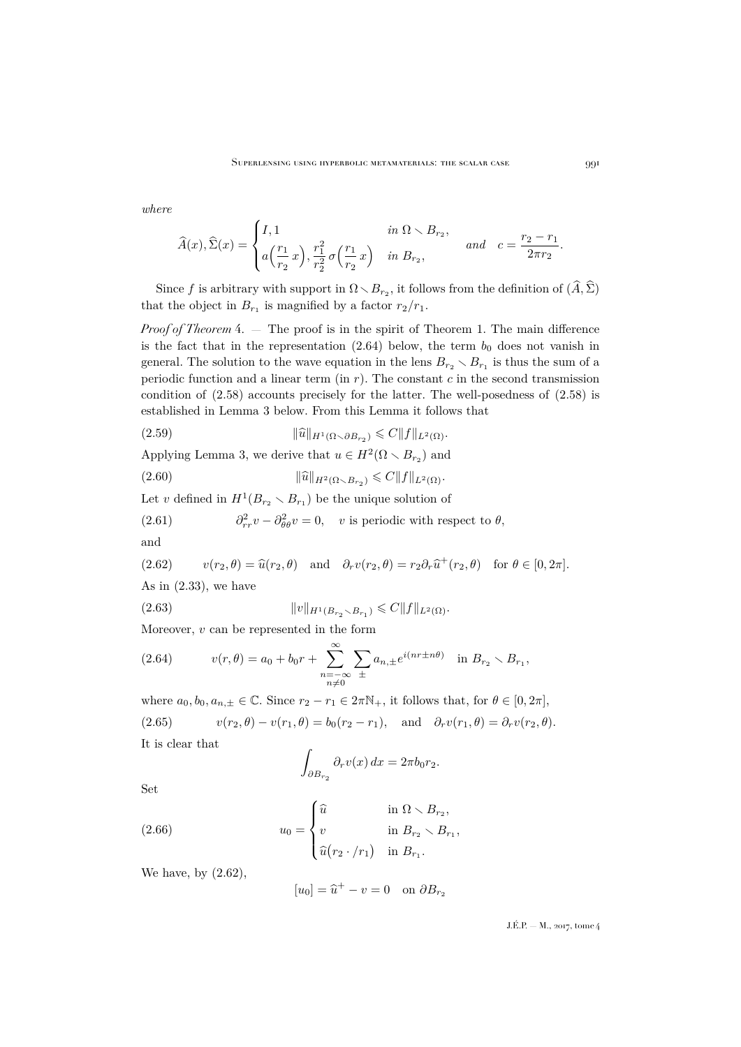*where*

$$
\widehat{A}(x), \widehat{\Sigma}(x) = \begin{cases} I, 1 & \text{in } \Omega \smallsetminus B_{r_2}, \\ a\Big(\dfrac{r_1}{r_2}\, x\Big), \dfrac{r_1^2}{r_2^2}\, \sigma\Big(\dfrac{r_1}{r_2}\, x\Big) & \text{in } B_{r_2}, \end{cases} \quad \text{and} \quad c = \frac{r_2 - r_1}{2\pi r_2}.
$$

Since $f$ is arbitrary with support in $\Omega \smallsetminus B_{r_2}$, it follows from the definition of $(\widehat{A}, \widehat{\Sigma})$ that the object in $B_{r_1}$ is magnified by a factor $r_2/r_1$.

*Proof of Theorem* 4. — The proof is in the spirit of Theorem 1. The main difference is the fact that in the representation (2.64) below, the term $b_0$ does not vanish in general. The solution to the wave equation in the lens $B_{r_2} \smallsetminus B_{r_1}$ is thus the sum of a periodic function and a linear term (in $r$). The constant $c$ in the second transmission condition of (2.58) accounts precisely for the latter. The well-posedness of (2.58) is established in Lemma 3 below. From this Lemma it follows that

$$
\|\widehat{u}\|_{H^1(\Omega \smallsetminus \partial B_{r_2})} \leqslant C \|f\|_{L^2(\Omega)}. \tag{2.59}
$$

Applying Lemma 3, we derive that $u \in H^2(\Omega \smallsetminus B_{r_2})$ and

$$
\|\widehat{u}\|_{H^2(\Omega \smallsetminus B_{r_2})} \leqslant C \|f\|_{L^2(\Omega)}. \tag{2.60}
$$

Let $v$ defined in $H^1(B_{r_2} \smallsetminus B_{r_1})$ be the unique solution of

$$
\partial^2_{rr} v - \partial^2_{\theta\theta} v = 0, \quad v \text{ is periodic with respect to } \theta, \tag{2.61}
$$

and

$$
v(r_2, \theta) = \widehat{u}(r_2, \theta) \quad \text{and} \quad \partial_r v(r_2, \theta) = r_2 \partial_r \widehat{u}^+(r_2, \theta) \quad \text{for } \theta \in [0, 2\pi]. \tag{2.62}
$$

As in (2.33), we have

$$
\|v\|_{H^1(B_{r_2} \smallsetminus B_{r_1})} \leqslant C \|f\|_{L^2(\Omega)}. \tag{2.63}
$$

Moreover, $v$ can be represented in the form

$$
v(r, \theta) = a_0 + b_0 r + \sum_{\substack{n=-\infty \\ n \neq 0}}^{\infty} \sum_{\pm} a_{n,\pm} e^{i(nr \pm n\theta)} \quad \text{in } B_{r_2} \smallsetminus B_{r_1}, \tag{2.64}
$$

where $a_0, b_0, a_{n,\pm} \in \mathbb{C}$. Since $r_2 - r_1 \in 2\pi \mathbb{N}_+$, it follows that, for $\theta \in [0, 2\pi]$,

$$
v(r_2, \theta) - v(r_1, \theta) = b_0 (r_2 - r_1), \quad \text{and} \quad \partial_r v(r_1, \theta) = \partial_r v(r_2, \theta). \tag{2.65}
$$

It is clear that

$$
\int_{\partial B_{r_2}} \partial_r v(x)\, dx = 2\pi b_0 r_2.
$$

Set

$$
u_0 = \begin{cases} \widehat{u} & \text{in } \Omega \smallsetminus B_{r_2}, \\ v & \text{in } B_{r_2} \smallsetminus B_{r_1}, \\ \widehat{u}\big(r_2 \cdot / r_1\big) & \text{in } B_{r_1}. \end{cases} \tag{2.66}
$$

We have, by (2.62),

$$
[u_0] = \widehat{u}^+ - v = 0 \quad \text{on } \partial B_{r_2}
$$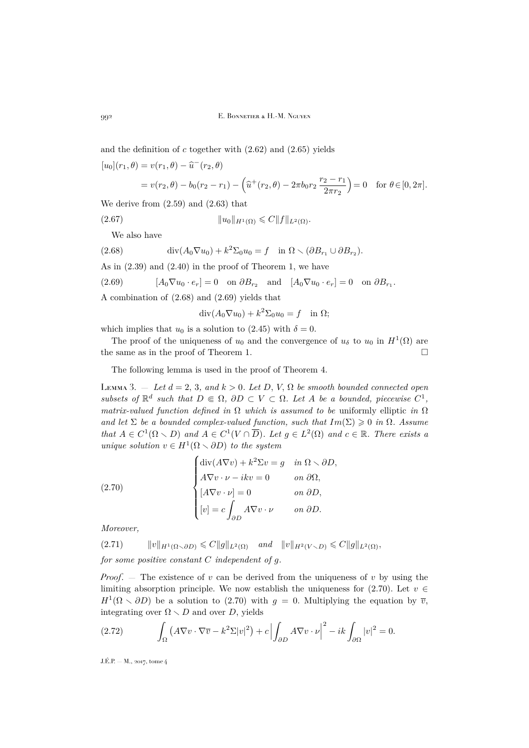and the definition of $c$ together with (2.62) and (2.65) yields

$$[u_0](r_1, \theta) = v(r_1, \theta) - \widehat{u}^-(r_2, \theta)$$

$$= v(r_2, \theta) - b_0(r_2 - r_1) - \Big(\widehat{u}^+(r_2, \theta) - 2\pi b_0 r_2 \frac{r_2 - r_1}{2\pi r_2}\Big) = 0 \quad \text{for } \theta \in [0, 2\pi].$$

We derive from (2.59) and (2.63) that

$$\|u_0\|_{H^1(\Omega)} \leqslant C\|f\|_{L^2(\Omega)}. \tag{2.67}$$

We also have

$$\operatorname{div}(A_0 \nabla u_0) + k^2 \Sigma_0 u_0 = f \quad \text{in } \Omega \smallsetminus (\partial B_{r_1} \cup \partial B_{r_2}). \tag{2.68}$$

As in (2.39) and (2.40) in the proof of Theorem 1, we have

$$[A_0 \nabla u_0 \cdot e_r] = 0 \quad \text{on } \partial B_{r_2} \quad \text{and} \quad [A_0 \nabla u_0 \cdot e_r] = 0 \quad \text{on } \partial B_{r_1}. \tag{2.69}$$

A combination of (2.68) and (2.69) yields that

$$\operatorname{div}(A_0 \nabla u_0) + k^2 \Sigma_0 u_0 = f \quad \text{in } \Omega;$$

which implies that $u_0$ is a solution to (2.45) with $\delta = 0$.

The proof of the uniqueness of $u_0$ and the convergence of $u_\delta$ to $u_0$ in $H^1(\Omega)$ are the same as in the proof of Theorem 1. □

The following lemma is used in the proof of Theorem 4.

Lemma 3. — *Let $d = 2, 3$, and $k > 0$. Let $D$, $V$, $\Omega$ be smooth bounded connected open subsets of $\mathbb{R}^d$ such that $D \Subset \Omega$, $\partial D \subset V \subset \Omega$. Let $A$ be a bounded, piecewise $C^1$, matrix-valued function defined in $\Omega$ which is assumed to be* uniformly elliptic *in $\Omega$ and let $\Sigma$ be a bounded complex-valued function, such that $Im(\Sigma) \geqslant 0$ in $\Omega$. Assume that $A \in C^1(\Omega \smallsetminus D)$ and $A \in C^1(V \cap \overline{D})$. Let $g \in L^2(\Omega)$ and $c \in \mathbb{R}$. There exists a unique solution $v \in H^1(\Omega \smallsetminus \partial D)$ to the system*

$$\begin{cases} \operatorname{div}(A \nabla v) + k^2 \Sigma v = g & \text{in } \Omega \smallsetminus \partial D, \\ A \nabla v \cdot \nu - ikv = 0 & \text{on } \partial \Omega, \\ [A \nabla v \cdot \nu] = 0 & \text{on } \partial D, \\ [v] = c \displaystyle\int_{\partial D} A \nabla v \cdot \nu & \text{on } \partial D. \end{cases} \tag{2.70}$$

*Moreover,*

$$\|v\|_{H^1(\Omega \smallsetminus \partial D)} \leqslant C\|g\|_{L^2(\Omega)} \quad \text{and} \quad \|v\|_{H^2(V \smallsetminus D)} \leqslant C\|g\|_{L^2(\Omega)}, \tag{2.71}$$

*for some positive constant $C$ independent of $g$.*

*Proof*. — The existence of $v$ can be derived from the uniqueness of $v$ by using the limiting absorption principle. We now establish the uniqueness for (2.70). Let $v \in H^1(\Omega \smallsetminus \partial D)$ be a solution to (2.70) with $g = 0$. Multiplying the equation by $\overline{v}$, integrating over $\Omega \smallsetminus D$ and over $D$, yields

$$\int_\Omega \big(A \nabla v \cdot \nabla \overline{v} - k^2 \Sigma |v|^2\big) + c \Big|\int_{\partial D} A \nabla v \cdot \nu\Big|^2 - ik \int_{\partial \Omega} |v|^2 = 0. \tag{2.72}$$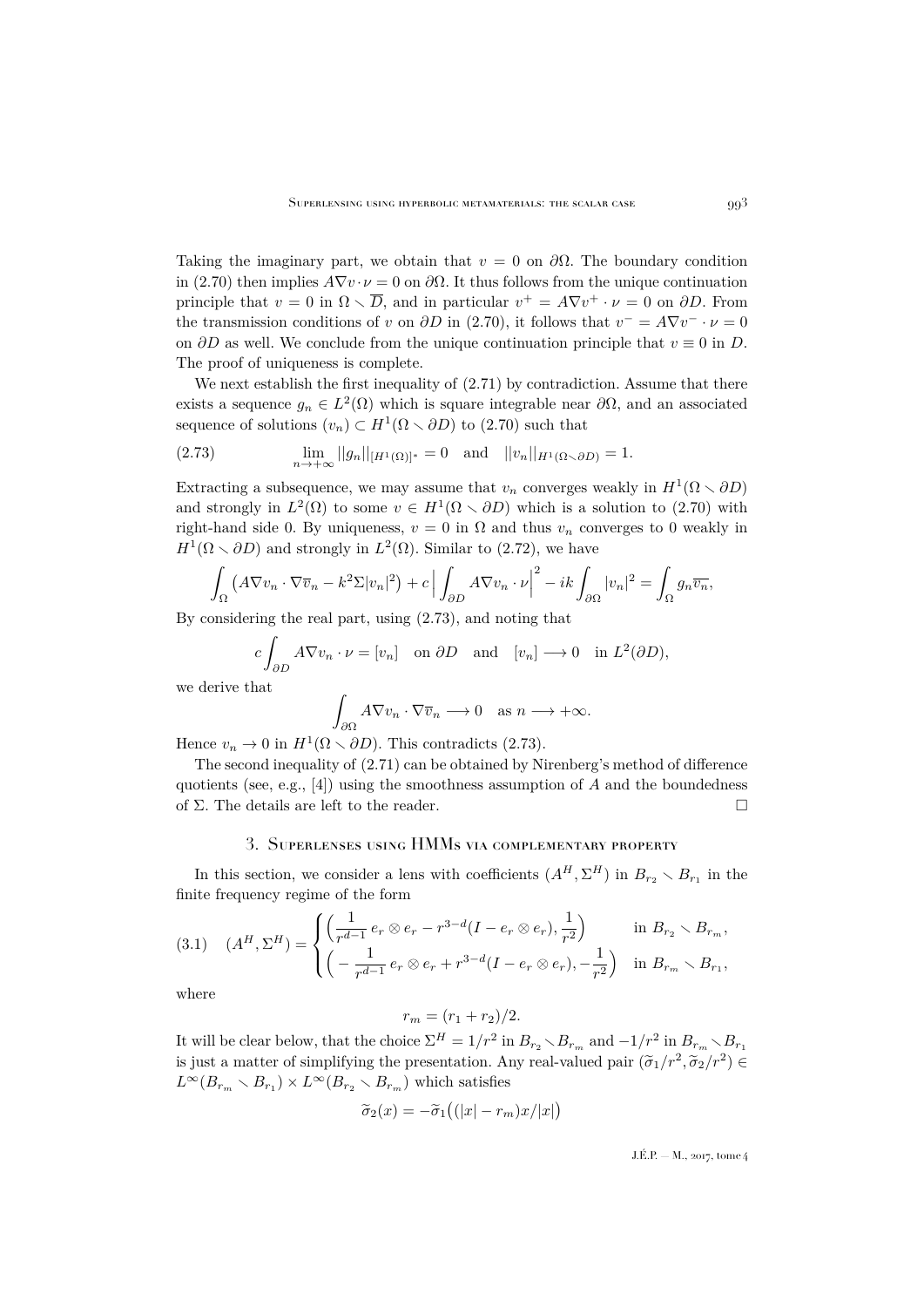Taking the imaginary part, we obtain that $v = 0$ on $\partial\Omega$. The boundary condition in (2.70) then implies $A\nabla v \cdot \nu = 0$ on $\partial\Omega$. It thus follows from the unique continuation principle that $v = 0$ in $\Omega \smallsetminus \overline{D}$, and in particular $v^+ = A\nabla v^+ \cdot \nu = 0$ on $\partial D$. From the transmission conditions of $v$ on $\partial D$ in (2.70), it follows that $v^- = A\nabla v^- \cdot \nu = 0$ on $\partial D$ as well. We conclude from the unique continuation principle that $v \equiv 0$ in $D$. The proof of uniqueness is complete.

We next establish the first inequality of (2.71) by contradiction. Assume that there exists a sequence $g_n \in L^2(\Omega)$ which is square integrable near $\partial\Omega$, and an associated sequence of solutions $(v_n) \subset H^1(\Omega \smallsetminus \partial D)$ to (2.70) such that

$$\lim_{n\to+\infty} ||g_n||_{[H^1(\Omega)]^*} = 0 \quad \text{and} \quad ||v_n||_{H^1(\Omega\smallsetminus\partial D)} = 1. \tag{2.73}$$

Extracting a subsequence, we may assume that $v_n$ converges weakly in $H^1(\Omega \smallsetminus \partial D)$ and strongly in $L^2(\Omega)$ to some $v \in H^1(\Omega \smallsetminus \partial D)$ which is a solution to (2.70) with right-hand side 0. By uniqueness, $v = 0$ in $\Omega$ and thus $v_n$ converges to 0 weakly in $H^1(\Omega \smallsetminus \partial D)$ and strongly in $L^2(\Omega)$. Similar to (2.72), we have

$$\int_\Omega \big(A\nabla v_n \cdot \nabla \overline{v}_n - k^2\Sigma|v_n|^2\big) + c\Big|\int_{\partial D} A\nabla v_n \cdot \nu\Big|^2 - ik\int_{\partial\Omega} |v_n|^2 = \int_\Omega g_n \overline{v_n},$$

By considering the real part, using (2.73), and noting that

$$c\int_{\partial D} A\nabla v_n \cdot \nu = [v_n] \quad \text{on } \partial D \quad \text{and} \quad [v_n] \longrightarrow 0 \quad \text{in } L^2(\partial D),$$

we derive that

$$\int_{\partial\Omega} A\nabla v_n \cdot \nabla \overline{v}_n \longrightarrow 0 \quad \text{as } n \longrightarrow +\infty.$$

Hence $v_n \to 0$ in $H^1(\Omega \smallsetminus \partial D)$. This contradicts (2.73).

The second inequality of (2.71) can be obtained by Nirenberg's method of difference quotients (see, e.g., [4]) using the smoothness assumption of $A$ and the boundedness of $\Sigma$. The details are left to the reader. $\square$

## 3. Superlenses using HMMs via complementary property

In this section, we consider a lens with coefficients $(A^H, \Sigma^H)$ in $B_{r_2} \smallsetminus B_{r_1}$ in the finite frequency regime of the form

$$(A^H, \Sigma^H) = \begin{cases} \Big(\dfrac{1}{r^{d-1}}\, e_r \otimes e_r - r^{3-d}(I - e_r \otimes e_r), \dfrac{1}{r^2}\Big) & \text{in } B_{r_2} \smallsetminus B_{r_m}, \\ \Big(-\dfrac{1}{r^{d-1}}\, e_r \otimes e_r + r^{3-d}(I - e_r \otimes e_r), -\dfrac{1}{r^2}\Big) & \text{in } B_{r_m} \smallsetminus B_{r_1}, \end{cases} \tag{3.1}$$

where

$$r_m = (r_1 + r_2)/2.$$

It will be clear below, that the choice $\Sigma^H = 1/r^2$ in $B_{r_2} \smallsetminus B_{r_m}$ and $-1/r^2$ in $B_{r_m} \smallsetminus B_{r_1}$ is just a matter of simplifying the presentation. Any real-valued pair $(\widetilde{\sigma}_1/r^2, \widetilde{\sigma}_2/r^2) \in L^\infty(B_{r_m} \smallsetminus B_{r_1}) \times L^\infty(B_{r_2} \smallsetminus B_{r_m})$ which satisfies

$$\widetilde{\sigma}_2(x) = -\widetilde{\sigma}_1\big((|x| - r_m)x/|x|\big)$$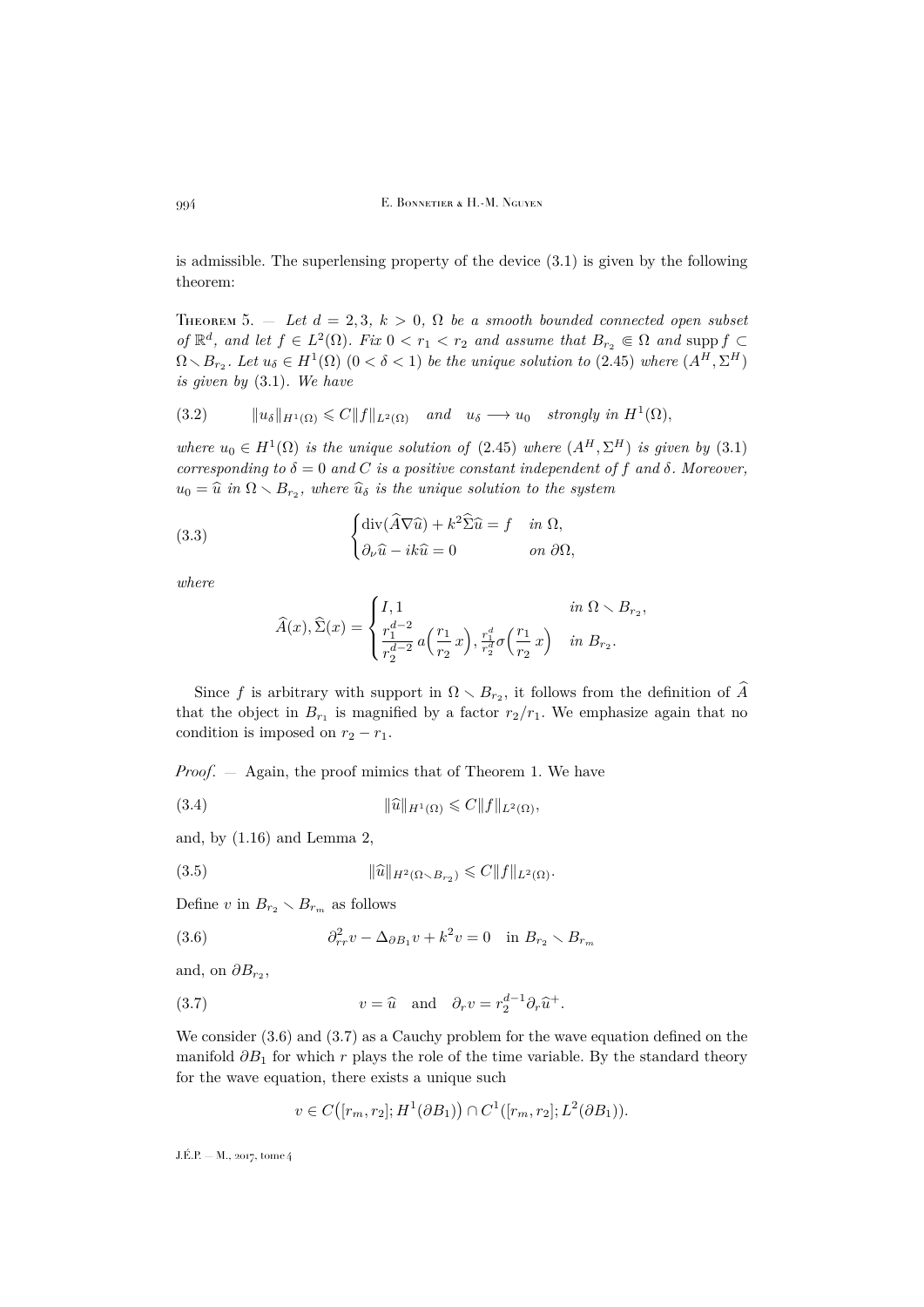is admissible. The superlensing property of the device (3.1) is given by the following theorem:

Theorem 5. — *Let $d = 2, 3$, $k > 0$, $\Omega$ be a smooth bounded connected open subset of $\mathbb{R}^d$, and let $f \in L^2(\Omega)$. Fix $0 < r_1 < r_2$ and assume that $B_{r_2} \Subset \Omega$ and $\operatorname{supp} f \subset \Omega \smallsetminus B_{r_2}$. Let $u_\delta \in H^1(\Omega)$ $(0 < \delta < 1)$ be the unique solution to (2.45) where $(A^H, \Sigma^H)$ is given by (3.1). We have*

$$\|u_\delta\|_{H^1(\Omega)} \leqslant C\|f\|_{L^2(\Omega)} \quad \text{and} \quad u_\delta \longrightarrow u_0 \quad \text{strongly in } H^1(\Omega), \tag{3.2}$$

*where $u_0 \in H^1(\Omega)$ is the unique solution of (2.45) where $(A^H, \Sigma^H)$ is given by (3.1) corresponding to $\delta = 0$ and $C$ is a positive constant independent of $f$ and $\delta$. Moreover, $u_0 = \widehat{u}$ in $\Omega \smallsetminus B_{r_2}$, where $\widehat{u}_\delta$ is the unique solution to the system*

$$\begin{cases} \operatorname{div}(\widehat{A}\nabla\widehat{u}) + k^2\widehat{\Sigma}\widehat{u} = f & \text{in } \Omega, \\ \partial_\nu \widehat{u} - ik\widehat{u} = 0 & \text{on } \partial\Omega, \end{cases} \tag{3.3}$$

*where*

$$\widehat{A}(x), \widehat{\Sigma}(x) = \begin{cases} I, 1 & \text{in } \Omega \smallsetminus B_{r_2}, \\ \dfrac{r_1^{d-2}}{r_2^{d-2}}\, a\Big(\dfrac{r_1}{r_2}\,x\Big), \frac{r_1^d}{r_2^d}\sigma\Big(\dfrac{r_1}{r_2}\,x\Big) & \text{in } B_{r_2}. \end{cases}$$

Since $f$ is arbitrary with support in $\Omega \smallsetminus B_{r_2}$, it follows from the definition of $\widehat{A}$ that the object in $B_{r_1}$ is magnified by a factor $r_2/r_1$. We emphasize again that no condition is imposed on $r_2 - r_1$.

*Proof*. — Again, the proof mimics that of Theorem 1. We have

$$\|\widehat{u}\|_{H^1(\Omega)} \leqslant C\|f\|_{L^2(\Omega)}, \tag{3.4}$$

and, by (1.16) and Lemma 2,

$$\|\widehat{u}\|_{H^2(\Omega \smallsetminus B_{r_2})} \leqslant C\|f\|_{L^2(\Omega)}. \tag{3.5}$$

Define $v$ in $B_{r_2} \smallsetminus B_{r_m}$ as follows

$$\partial^2_{rr} v - \Delta_{\partial B_1} v + k^2 v = 0 \quad \text{in } B_{r_2} \smallsetminus B_{r_m} \tag{3.6}$$

and, on $\partial B_{r_2}$,

$$v = \widehat{u} \quad \text{and} \quad \partial_r v = r_2^{d-1}\partial_r \widehat{u}^+. \tag{3.7}$$

We consider (3.6) and (3.7) as a Cauchy problem for the wave equation defined on the manifold $\partial B_1$ for which $r$ plays the role of the time variable. By the standard theory for the wave equation, there exists a unique such

$$v \in C\big([r_m, r_2]; H^1(\partial B_1)\big) \cap C^1([r_m, r_2]; L^2(\partial B_1)).$$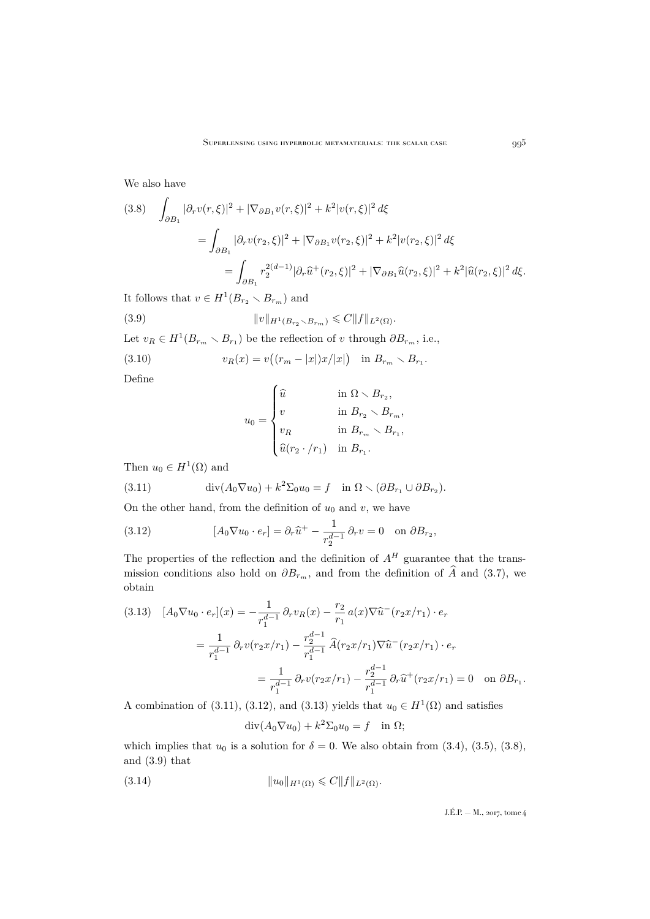We also have

$$
\begin{aligned}
(3.8)\quad \int_{\partial B_1} |\partial_r v(r,\xi)|^2 + |\nabla_{\partial B_1} v(r,\xi)|^2 + k^2 |v(r,\xi)|^2 \, d\xi
&= \int_{\partial B_1} |\partial_r v(r_2,\xi)|^2 + |\nabla_{\partial B_1} v(r_2,\xi)|^2 + k^2 |v(r_2,\xi)|^2 \, d\xi \\
&= \int_{\partial B_1} r_2^{2(d-1)} |\partial_r \widehat{u}^+(r_2,\xi)|^2 + |\nabla_{\partial B_1} \widehat{u}(r_2,\xi)|^2 + k^2 |\widehat{u}(r_2,\xi)|^2 \, d\xi.
\end{aligned}
$$

It follows that $v \in H^1(B_{r_2} \setminus B_{r_m})$ and

$$
\|v\|_{H^1(B_{r_2} \setminus B_{r_m})} \leqslant C \|f\|_{L^2(\Omega)}. \tag{3.9}
$$

Let $v_R \in H^1(B_{r_m} \setminus B_{r_1})$ be the reflection of $v$ through $\partial B_{r_m}$, i.e.,

$$
v_R(x) = v\big((r_m - |x|)x/|x|\big) \quad \text{in } B_{r_m} \setminus B_{r_1}. \tag{3.10}
$$

Define

$$
u_0 = \begin{cases} \widehat{u} & \text{in } \Omega \setminus B_{r_2}, \\ v & \text{in } B_{r_2} \setminus B_{r_m}, \\ v_R & \text{in } B_{r_m} \setminus B_{r_1}, \\ \widehat{u}(r_2 \cdot / r_1) & \text{in } B_{r_1}. \end{cases}
$$

Then $u_0 \in H^1(\Omega)$ and

$$
\operatorname{div}(A_0 \nabla u_0) + k^2 \Sigma_0 u_0 = f \quad \text{in } \Omega \setminus (\partial B_{r_1} \cup \partial B_{r_2}). \tag{3.11}
$$

On the other hand, from the definition of $u_0$ and $v$, we have

$$
[A_0 \nabla u_0 \cdot e_r] = \partial_r \widehat{u}^+ - \frac{1}{r_2^{d-1}} \, \partial_r v = 0 \quad \text{on } \partial B_{r_2}, \tag{3.12}
$$

The properties of the reflection and the definition of $A^H$ guarantee that the transmission conditions also hold on $\partial B_{r_m}$, and from the definition of $\widehat{A}$ and (3.7), we obtain

$$
\begin{aligned}
(3.13)\quad [A_0 \nabla u_0 \cdot e_r](x) &= -\frac{1}{r_1^{d-1}} \, \partial_r v_R(x) - \frac{r_2}{r_1} \, a(x) \nabla \widehat{u}^-(r_2 x / r_1) \cdot e_r \\
&= \frac{1}{r_1^{d-1}} \, \partial_r v(r_2 x / r_1) - \frac{r_2^{d-1}}{r_1^{d-1}} \, \widehat{A}(r_2 x / r_1) \nabla \widehat{u}^-(r_2 x / r_1) \cdot e_r \\
&= \frac{1}{r_1^{d-1}} \, \partial_r v(r_2 x / r_1) - \frac{r_2^{d-1}}{r_1^{d-1}} \, \partial_r \widehat{u}^+(r_2 x / r_1) = 0 \quad \text{on } \partial B_{r_1}.
\end{aligned}
$$

A combination of (3.11), (3.12), and (3.13) yields that $u_0 \in H^1(\Omega)$ and satisfies

$$
\operatorname{div}(A_0 \nabla u_0) + k^2 \Sigma_0 u_0 = f \quad \text{in } \Omega;
$$

which implies that $u_0$ is a solution for $\delta = 0$. We also obtain from (3.4), (3.5), (3.8), and (3.9) that

$$
\|u_0\|_{H^1(\Omega)} \leqslant C \|f\|_{L^2(\Omega)}. \tag{3.14}
$$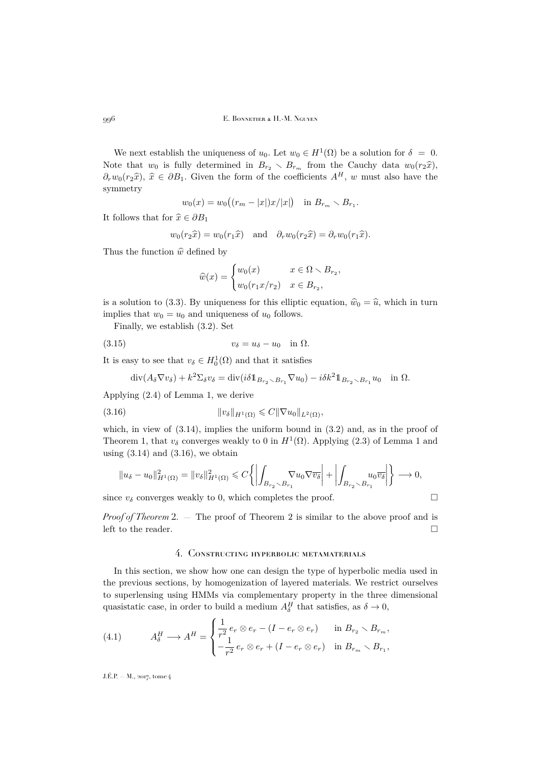We next establish the uniqueness of $u_0$. Let $w_0 \in H^1(\Omega)$ be a solution for $\delta = 0$. Note that $w_0$ is fully determined in $B_{r_2} \setminus B_{r_m}$ from the Cauchy data $w_0(r_2\widehat{x})$, $\partial_r w_0(r_2\widehat{x})$, $\widehat{x} \in \partial B_1$. Given the form of the coefficients $A^H$, $w$ must also have the symmetry

$$w_0(x) = w_0\big((r_m - |x|)x/|x|\big) \quad \text{in } B_{r_m} \setminus B_{r_1}.$$

It follows that for $\widehat{x} \in \partial B_1$

$$w_0(r_2\widehat{x}) = w_0(r_1\widehat{x}) \quad \text{and} \quad \partial_r w_0(r_2\widehat{x}) = \partial_r w_0(r_1\widehat{x}).$$

Thus the function $\widehat{w}$ defined by

$$\widehat{w}(x) = \begin{cases} w_0(x) & x \in \Omega \setminus B_{r_2}, \\ w_0(r_1 x/r_2) & x \in B_{r_2}, \end{cases}$$

is a solution to (3.3). By uniqueness for this elliptic equation, $\widehat{w}_0 = \widehat{u}$, which in turn implies that $w_0 = u_0$ and uniqueness of $u_0$ follows.

Finally, we establish (3.2). Set

$$v_\delta = u_\delta - u_0 \quad \text{in } \Omega. \tag{3.15}$$

It is easy to see that $v_\delta \in H^1_0(\Omega)$ and that it satisfies

$$\operatorname{div}(A_\delta \nabla v_\delta) + k^2 \Sigma_\delta v_\delta = \operatorname{div}(i\delta \mathbb{1}_{B_{r_2} \setminus B_{r_1}} \nabla u_0) - i\delta k^2 \mathbb{1}_{B_{r_2} \setminus B_{r_1}} u_0 \quad \text{in } \Omega.$$

Applying (2.4) of Lemma 1, we derive

$$\|v_\delta\|_{H^1(\Omega)} \leqslant C \|\nabla u_0\|_{L^2(\Omega)}, \tag{3.16}$$

which, in view of (3.14), implies the uniform bound in (3.2) and, as in the proof of Theorem 1, that $v_\delta$ converges weakly to 0 in $H^1(\Omega)$. Applying (2.3) of Lemma 1 and using (3.14) and (3.16), we obtain

$$\|u_\delta - u_0\|^2_{H^1(\Omega)} = \|v_\delta\|^2_{H^1(\Omega)} \leqslant C \bigg\{ \bigg| \int_{B_{r_2} \setminus B_{r_1}} \nabla u_0 \nabla \overline{v_\delta} \bigg| + \bigg| \int_{B_{r_2} \setminus B_{r_1}} u_0 \overline{v_\delta} \bigg| \bigg\} \longrightarrow 0,$$

since $v_\delta$ converges weakly to 0, which completes the proof. $\square$

*Proof of Theorem 2*. — The proof of Theorem 2 is similar to the above proof and is left to the reader. $\square$

## 4. Constructing hyperbolic metamaterials

In this section, we show how one can design the type of hyperbolic media used in the previous sections, by homogenization of layered materials. We restrict ourselves to superlensing using HMMs via complementary property in the three dimensional quasistatic case, in order to build a medium $A^H_\delta$ that satisfies, as $\delta \to 0$,

$$A^H_\delta \longrightarrow A^H = \begin{cases} \dfrac{1}{r^2}\, e_r \otimes e_r - (I - e_r \otimes e_r) & \text{in } B_{r_2} \setminus B_{r_m}, \\ -\dfrac{1}{r^2}\, e_r \otimes e_r + (I - e_r \otimes e_r) & \text{in } B_{r_m} \setminus B_{r_1}, \end{cases} \tag{4.1}$$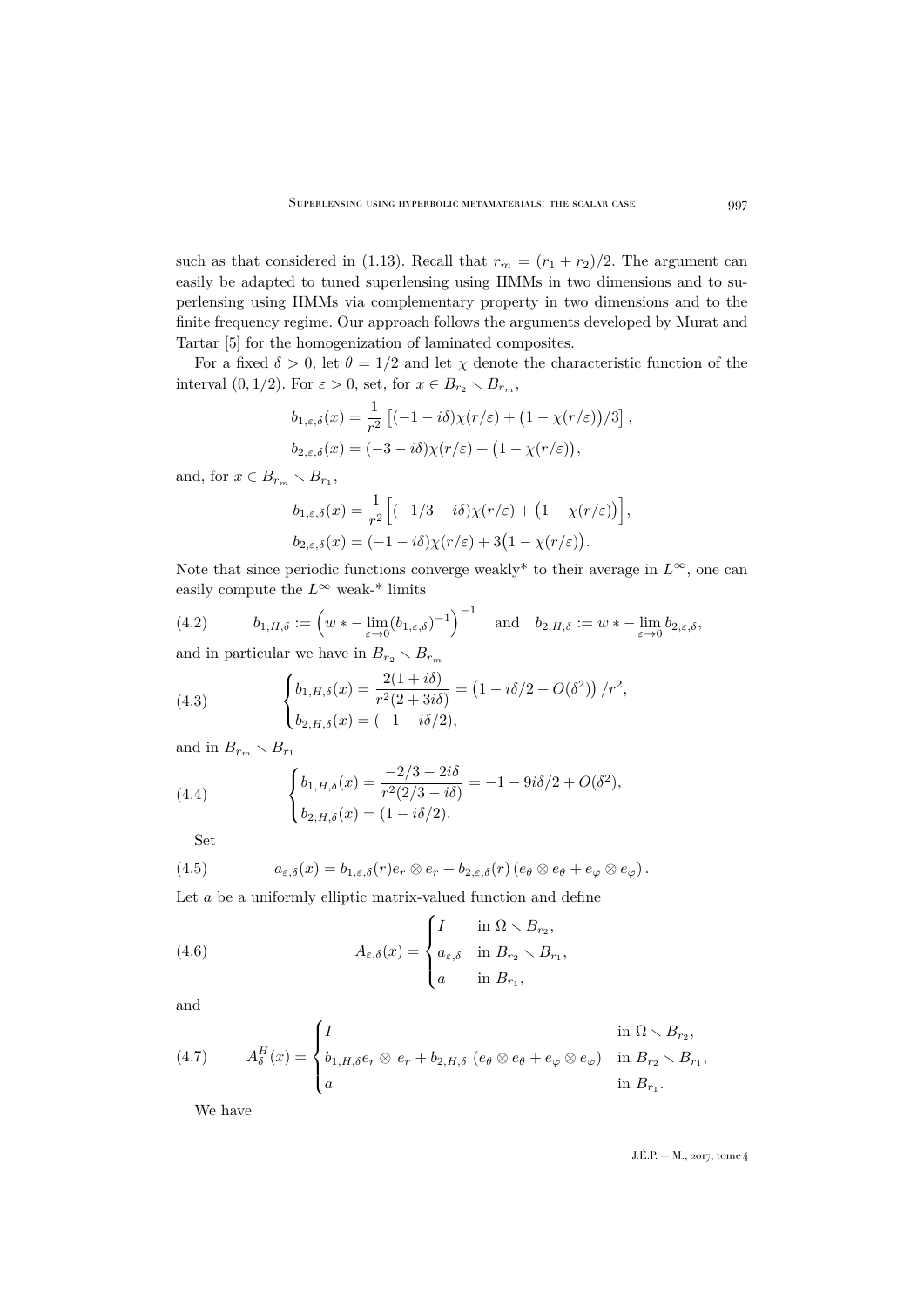such as that considered in (1.13). Recall that $r_m = (r_1 + r_2)/2$. The argument can easily be adapted to tuned superlensing using HMMs in two dimensions and to superlensing using HMMs via complementary property in two dimensions and to the finite frequency regime. Our approach follows the arguments developed by Murat and Tartar [5] for the homogenization of laminated composites.

For a fixed $\delta > 0$, let $\theta = 1/2$ and let $\chi$ denote the characteristic function of the interval $(0, 1/2)$. For $\varepsilon > 0$, set, for $x \in B_{r_2} \setminus B_{r_m}$,

$$b_{1,\varepsilon,\delta}(x) = \frac{1}{r^2}\left[(-1 - i\delta)\chi(r/\varepsilon) + \big(1 - \chi(r/\varepsilon)\big)/3\right],$$

$$b_{2,\varepsilon,\delta}(x) = (-3 - i\delta)\chi(r/\varepsilon) + \big(1 - \chi(r/\varepsilon)\big),$$

and, for $x \in B_{r_m} \setminus B_{r_1}$,

$$b_{1,\varepsilon,\delta}(x) = \frac{1}{r^2}\Big[(-1/3 - i\delta)\chi(r/\varepsilon) + \big(1 - \chi(r/\varepsilon)\big)\Big],$$

$$b_{2,\varepsilon,\delta}(x) = (-1 - i\delta)\chi(r/\varepsilon) + 3\big(1 - \chi(r/\varepsilon)\big).$$

Note that since periodic functions converge weakly* to their average in $L^\infty$, one can easily compute the $L^\infty$ weak-* limits

$$b_{1,H,\delta} := \Big(w* - \lim_{\varepsilon \to 0}(b_{1,\varepsilon,\delta})^{-1}\Big)^{-1} \quad \text{and} \quad b_{2,H,\delta} := w* - \lim_{\varepsilon \to 0} b_{2,\varepsilon,\delta}, \tag{4.2}$$

and in particular we have in $B_{r_2} \setminus B_{r_m}$

$$\begin{cases} b_{1,H,\delta}(x) = \dfrac{2(1 + i\delta)}{r^2(2 + 3i\delta)} = \big(1 - i\delta/2 + O(\delta^2)\big)/r^2, \\ b_{2,H,\delta}(x) = (-1 - i\delta/2), \end{cases} \tag{4.3}$$

and in $B_{r_m} \setminus B_{r_1}$

$$\begin{cases} b_{1,H,\delta}(x) = \dfrac{-2/3 - 2i\delta}{r^2(2/3 - i\delta)} = -1 - 9i\delta/2 + O(\delta^2), \\ b_{2,H,\delta}(x) = (1 - i\delta/2). \end{cases} \tag{4.4}$$

Set

$$a_{\varepsilon,\delta}(x) = b_{1,\varepsilon,\delta}(r) e_r \otimes e_r + b_{2,\varepsilon,\delta}(r)\left(e_\theta \otimes e_\theta + e_\varphi \otimes e_\varphi\right). \tag{4.5}$$

Let $a$ be a uniformly elliptic matrix-valued function and define

$$A_{\varepsilon,\delta}(x) = \begin{cases} I & \text{in } \Omega \setminus B_{r_2}, \\ a_{\varepsilon,\delta} & \text{in } B_{r_2} \setminus B_{r_1}, \\ a & \text{in } B_{r_1}, \end{cases} \tag{4.6}$$

and

$$A^H_\delta(x) = \begin{cases} I & \text{in } \Omega \setminus B_{r_2}, \\ b_{1,H,\delta} e_r \otimes e_r + b_{2,H,\delta}\ (e_\theta \otimes e_\theta + e_\varphi \otimes e_\varphi) & \text{in } B_{r_2} \setminus B_{r_1}, \\ a & \text{in } B_{r_1}. \end{cases} \tag{4.7}$$

We have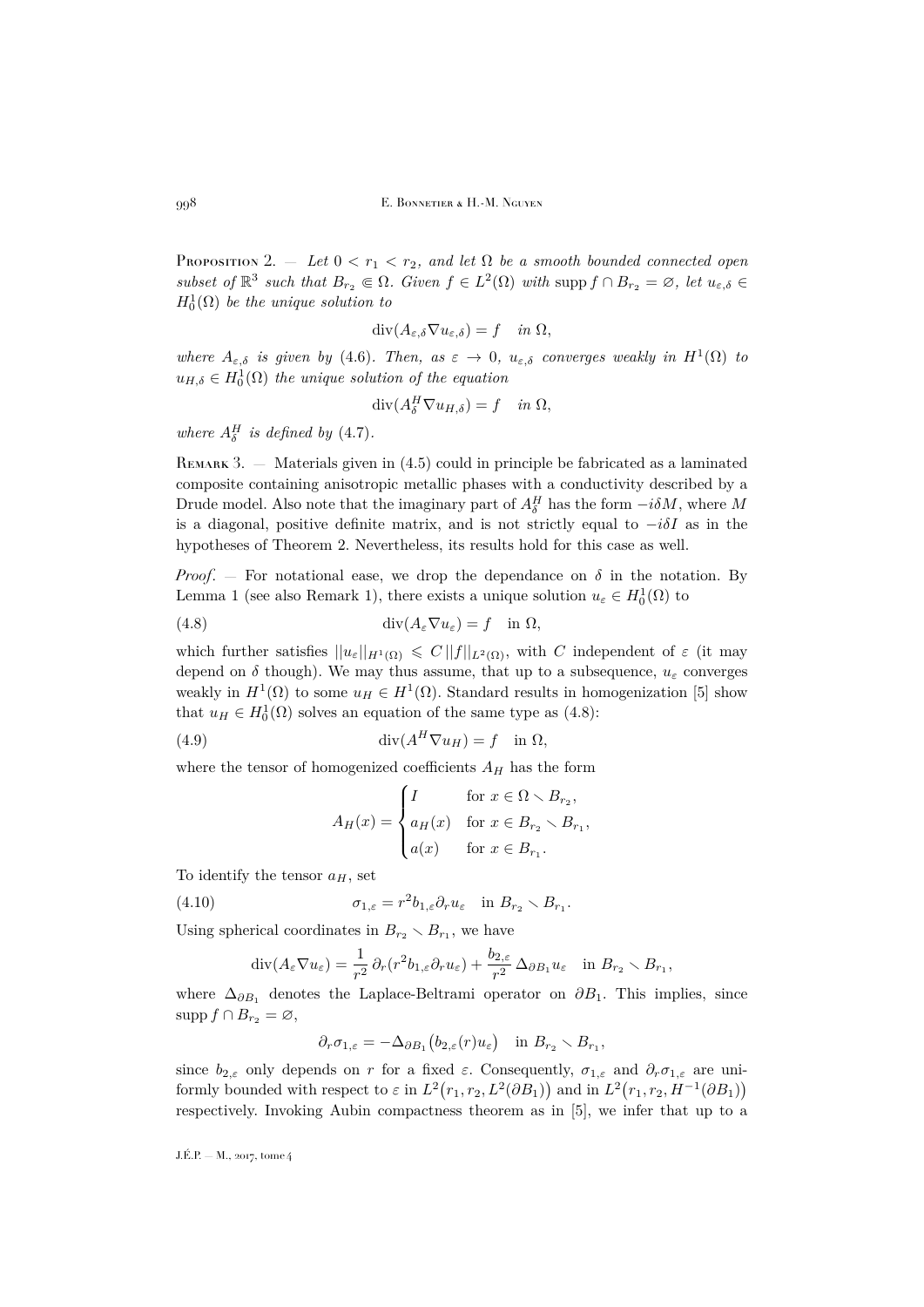Proposition 2. — *Let $0 < r_1 < r_2$, and let $\Omega$ be a smooth bounded connected open subset of $\mathbb{R}^3$ such that $B_{r_2} \Subset \Omega$. Given $f \in L^2(\Omega)$ with $\operatorname{supp} f \cap B_{r_2} = \varnothing$, let $u_{\varepsilon,\delta} \in H^1_0(\Omega)$ be the unique solution to*

$$\operatorname{div}(A_{\varepsilon,\delta} \nabla u_{\varepsilon,\delta}) = f \quad \text{in } \Omega,$$

*where $A_{\varepsilon,\delta}$ is given by (4.6). Then, as $\varepsilon \to 0$, $u_{\varepsilon,\delta}$ converges weakly in $H^1(\Omega)$ to $u_{H,\delta} \in H^1_0(\Omega)$ the unique solution of the equation*

$$\operatorname{div}(A^H_\delta \nabla u_{H,\delta}) = f \quad \text{in } \Omega,$$

*where $A^H_\delta$ is defined by (4.7).*

Remark 3. — Materials given in (4.5) could in principle be fabricated as a laminated composite containing anisotropic metallic phases with a conductivity described by a Drude model. Also note that the imaginary part of $A^H_\delta$ has the form $-i\delta M$, where $M$ is a diagonal, positive definite matrix, and is not strictly equal to $-i\delta I$ as in the hypotheses of Theorem 2. Nevertheless, its results hold for this case as well.

*Proof*. — For notational ease, we drop the dependance on $\delta$ in the notation. By Lemma 1 (see also Remark 1), there exists a unique solution $u_\varepsilon \in H^1_0(\Omega)$ to

$$\operatorname{div}(A_\varepsilon \nabla u_\varepsilon) = f \quad \text{in } \Omega, \tag{4.8}$$

which further satisfies $||u_\varepsilon||_{H^1(\Omega)} \leqslant C\,||f||_{L^2(\Omega)}$, with $C$ independent of $\varepsilon$ (it may depend on $\delta$ though). We may thus assume, that up to a subsequence, $u_\varepsilon$ converges weakly in $H^1(\Omega)$ to some $u_H \in H^1(\Omega)$. Standard results in homogenization [5] show that $u_H \in H^1_0(\Omega)$ solves an equation of the same type as (4.8):

$$\operatorname{div}(A^H \nabla u_H) = f \quad \text{in } \Omega, \tag{4.9}$$

where the tensor of homogenized coefficients $A_H$ has the form

$$A_H(x) = \begin{cases} I & \text{for } x \in \Omega \smallsetminus B_{r_2}, \\ a_H(x) & \text{for } x \in B_{r_2} \smallsetminus B_{r_1}, \\ a(x) & \text{for } x \in B_{r_1}. \end{cases}$$

To identify the tensor $a_H$, set

$$\sigma_{1,\varepsilon} = r^2 b_{1,\varepsilon} \partial_r u_\varepsilon \quad \text{in } B_{r_2} \smallsetminus B_{r_1}. \tag{4.10}$$

Using spherical coordinates in $B_{r_2} \smallsetminus B_{r_1}$, we have

$$\operatorname{div}(A_\varepsilon \nabla u_\varepsilon) = \frac{1}{r^2}\, \partial_r (r^2 b_{1,\varepsilon} \partial_r u_\varepsilon) + \frac{b_{2,\varepsilon}}{r^2}\, \Delta_{\partial B_1} u_\varepsilon \quad \text{in } B_{r_2} \smallsetminus B_{r_1},$$

where $\Delta_{\partial B_1}$ denotes the Laplace-Beltrami operator on $\partial B_1$. This implies, since $\operatorname{supp} f \cap B_{r_2} = \varnothing$,

$$\partial_r \sigma_{1,\varepsilon} = -\Delta_{\partial B_1}\big(b_{2,\varepsilon}(r) u_\varepsilon\big) \quad \text{in } B_{r_2} \smallsetminus B_{r_1},$$

since $b_{2,\varepsilon}$ only depends on $r$ for a fixed $\varepsilon$. Consequently, $\sigma_{1,\varepsilon}$ and $\partial_r \sigma_{1,\varepsilon}$ are uniformly bounded with respect to $\varepsilon$ in $L^2\big(r_1, r_2, L^2(\partial B_1)\big)$ and in $L^2\big(r_1, r_2, H^{-1}(\partial B_1)\big)$ respectively. Invoking Aubin compactness theorem as in [5], we infer that up to a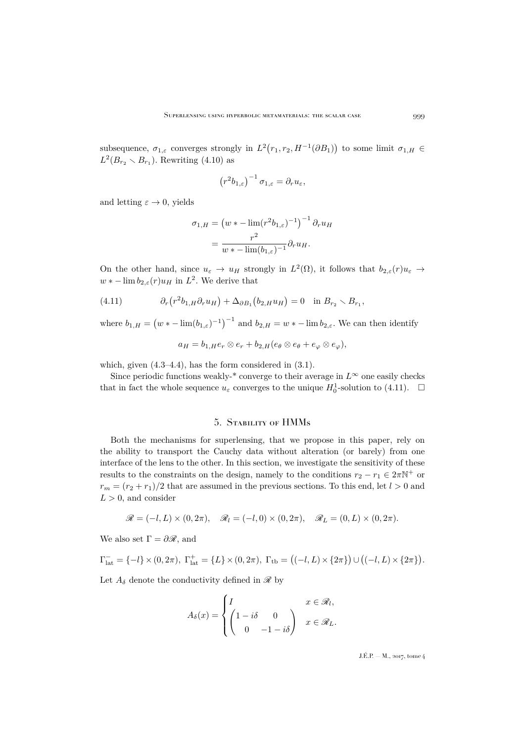subsequence, $\sigma_{1,\varepsilon}$ converges strongly in $L^2\big(r_1, r_2, H^{-1}(\partial B_1)\big)$ to some limit $\sigma_{1,H} \in L^2(B_{r_2} \smallsetminus B_{r_1})$. Rewriting (4.10) as

$$\left(r^2 b_{1,\varepsilon}\right)^{-1} \sigma_{1,\varepsilon} = \partial_r u_\varepsilon,$$

and letting $\varepsilon \to 0$, yields

$$\begin{aligned}\sigma_{1,H} &= \left(w*-\lim(r^2 b_{1,\varepsilon})^{-1}\right)^{-1} \partial_r u_H \\ &= \frac{r^2}{w*-\lim(b_{1,\varepsilon})^{-1}} \partial_r u_H.\end{aligned}$$

On the other hand, since $u_\varepsilon \to u_H$ strongly in $L^2(\Omega)$, it follows that $b_{2,\varepsilon}(r)u_\varepsilon \to w*-\lim b_{2,\varepsilon}(r)u_H$ in $L^2$. We derive that

$$\partial_r\big(r^2 b_{1,H} \partial_r u_H\big) + \Delta_{\partial B_1}\big(b_{2,H} u_H\big) = 0 \quad \text{in } B_{r_2} \smallsetminus B_{r_1}, \tag{4.11}$$

where $b_{1,H} = \left(w*-\lim(b_{1,\varepsilon})^{-1}\right)^{-1}$ and $b_{2,H} = w*-\lim b_{2,\varepsilon}$. We can then identify

$$a_H = b_{1,H} e_r \otimes e_r + b_{2,H}(e_\theta \otimes e_\theta + e_\varphi \otimes e_\varphi),$$

which, given (4.3–4.4), has the form considered in (3.1).

Since periodic functions weakly-* converge to their average in $L^\infty$ one easily checks that in fact the whole sequence $u_\varepsilon$ converges to the unique $H^1_0$-solution to (4.11). $\square$

## 5. Stability of HMMs

Both the mechanisms for superlensing, that we propose in this paper, rely on the ability to transport the Cauchy data without alteration (or barely) from one interface of the lens to the other. In this section, we investigate the sensitivity of these results to the constraints on the design, namely to the conditions $r_2 - r_1 \in 2\pi\mathbb{N}^+$ or $r_m = (r_2 + r_1)/2$ that are assumed in the previous sections. To this end, let $l > 0$ and $L > 0$, and consider

$$\mathscr{R} = (-l, L) \times (0, 2\pi), \quad \mathscr{R}_l = (-l, 0) \times (0, 2\pi), \quad \mathscr{R}_L = (0, L) \times (0, 2\pi).$$

We also set $\Gamma = \partial\mathscr{R}$, and

$$\Gamma^-_{\text{lat}} = \{-l\} \times (0, 2\pi),\ \Gamma^+_{\text{lat}} = \{L\} \times (0, 2\pi),\ \Gamma_{\text{tb}} = \big((-l, L) \times \{2\pi\}\big) \cup \big((-l, L) \times \{2\pi\}\big).$$

Let $A_\delta$ denote the conductivity defined in $\mathscr{R}$ by

$$A_\delta(x) = \begin{cases} I & x \in \mathscr{R}_l, \\ \begin{pmatrix} 1 - i\delta & 0 \\ 0 & -1 - i\delta \end{pmatrix} & x \in \mathscr{R}_L. \end{cases}$$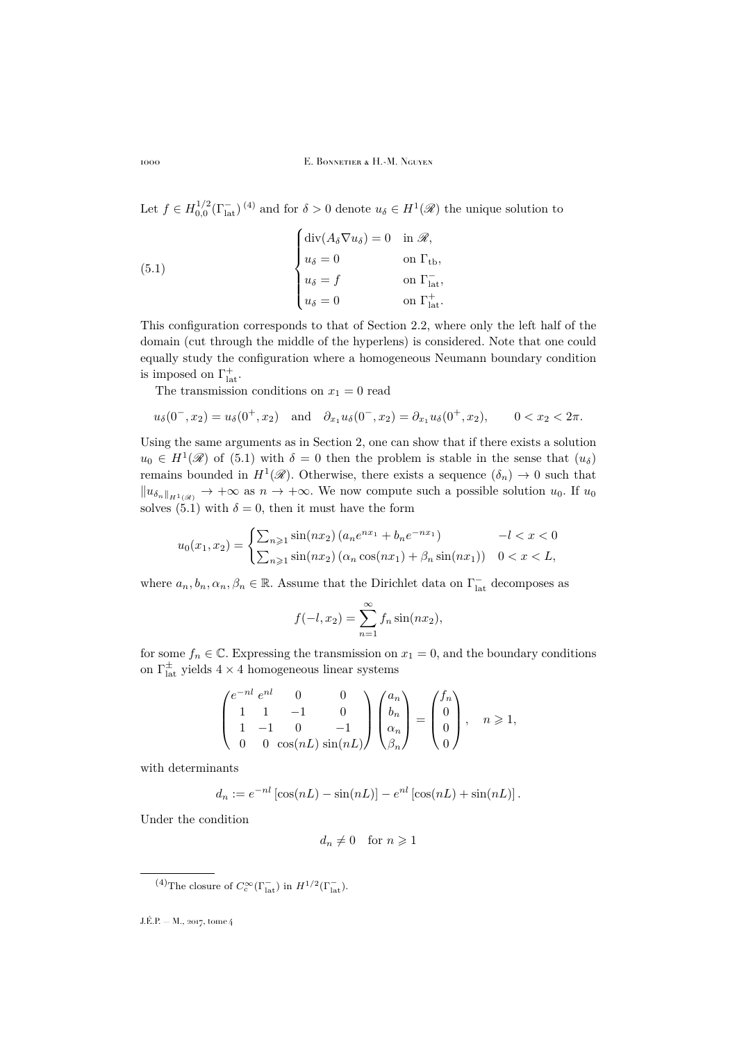Let $f \in H^{1/2}_{0,0}(\Gamma^-_{\text{lat}})$ [(4)] and for $\delta > 0$ denote $u_\delta \in H^1(\mathscr{R})$ the unique solution to

$$
\begin{cases}
\operatorname{div}(A_\delta \nabla u_\delta) = 0 & \text{in } \mathscr{R}, \\
u_\delta = 0 & \text{on } \Gamma_{\text{tb}}, \\
u_\delta = f & \text{on } \Gamma^-_{\text{lat}}, \\
u_\delta = 0 & \text{on } \Gamma^+_{\text{lat}}.
\end{cases}
\tag{5.1}
$$

This configuration corresponds to that of Section 2.2, where only the left half of the domain (cut through the middle of the hyperlens) is considered. Note that one could equally study the configuration where a homogeneous Neumann boundary condition is imposed on $\Gamma^+_{\text{lat}}$.

The transmission conditions on $x_1 = 0$ read

$$
u_\delta(0^-, x_2) = u_\delta(0^+, x_2) \quad \text{and} \quad \partial_{x_1} u_\delta(0^-, x_2) = \partial_{x_1} u_\delta(0^+, x_2), \qquad 0 < x_2 < 2\pi.
$$

Using the same arguments as in Section 2, one can show that if there exists a solution $u_0 \in H^1(\mathscr{R})$ of (5.1) with $\delta = 0$ then the problem is stable in the sense that $(u_\delta)$ remains bounded in $H^1(\mathscr{R})$. Otherwise, there exists a sequence $(\delta_n) \to 0$ such that $\|u_{\delta_n}\|_{H^1(\mathscr{R})} \to +\infty$ as $n \to +\infty$. We now compute such a possible solution $u_0$. If $u_0$ solves (5.1) with $\delta = 0$, then it must have the form

$$
u_0(x_1, x_2) = \begin{cases}
\sum_{n \geqslant 1} \sin(nx_2) \left(a_n e^{nx_1} + b_n e^{-nx_1}\right) & -l < x < 0 \\
\sum_{n \geqslant 1} \sin(nx_2) \left(\alpha_n \cos(nx_1) + \beta_n \sin(nx_1)\right) & 0 < x < L,
\end{cases}
$$

where $a_n, b_n, \alpha_n, \beta_n \in \mathbb{R}$. Assume that the Dirichlet data on $\Gamma^-_{\text{lat}}$ decomposes as

$$
f(-l, x_2) = \sum_{n=1}^{\infty} f_n \sin(nx_2),
$$

for some $f_n \in \mathbb{C}$. Expressing the transmission on $x_1 = 0$, and the boundary conditions on $\Gamma^{\pm}_{\text{lat}}$ yields $4 \times 4$ homogeneous linear systems

$$
\begin{pmatrix}
e^{-nl} & e^{nl} & 0 & 0 \\
1 & 1 & -1 & 0 \\
1 & -1 & 0 & -1 \\
0 & 0 & \cos(nL) & \sin(nL)
\end{pmatrix}
\begin{pmatrix}
a_n \\ b_n \\ \alpha_n \\ \beta_n
\end{pmatrix}
=
\begin{pmatrix}
f_n \\ 0 \\ 0 \\ 0
\end{pmatrix}, \quad n \geqslant 1,
$$

with determinants

$$
d_n := e^{-nl} \left[\cos(nL) - \sin(nL)\right] - e^{nl} \left[\cos(nL) + \sin(nL)\right].
$$

Under the condition

$$
d_n \neq 0 \quad \text{for } n \geqslant 1
$$

[(4)] The closure of $C^\infty_c(\Gamma^-_{\text{lat}})$ in $H^{1/2}(\Gamma^-_{\text{lat}})$.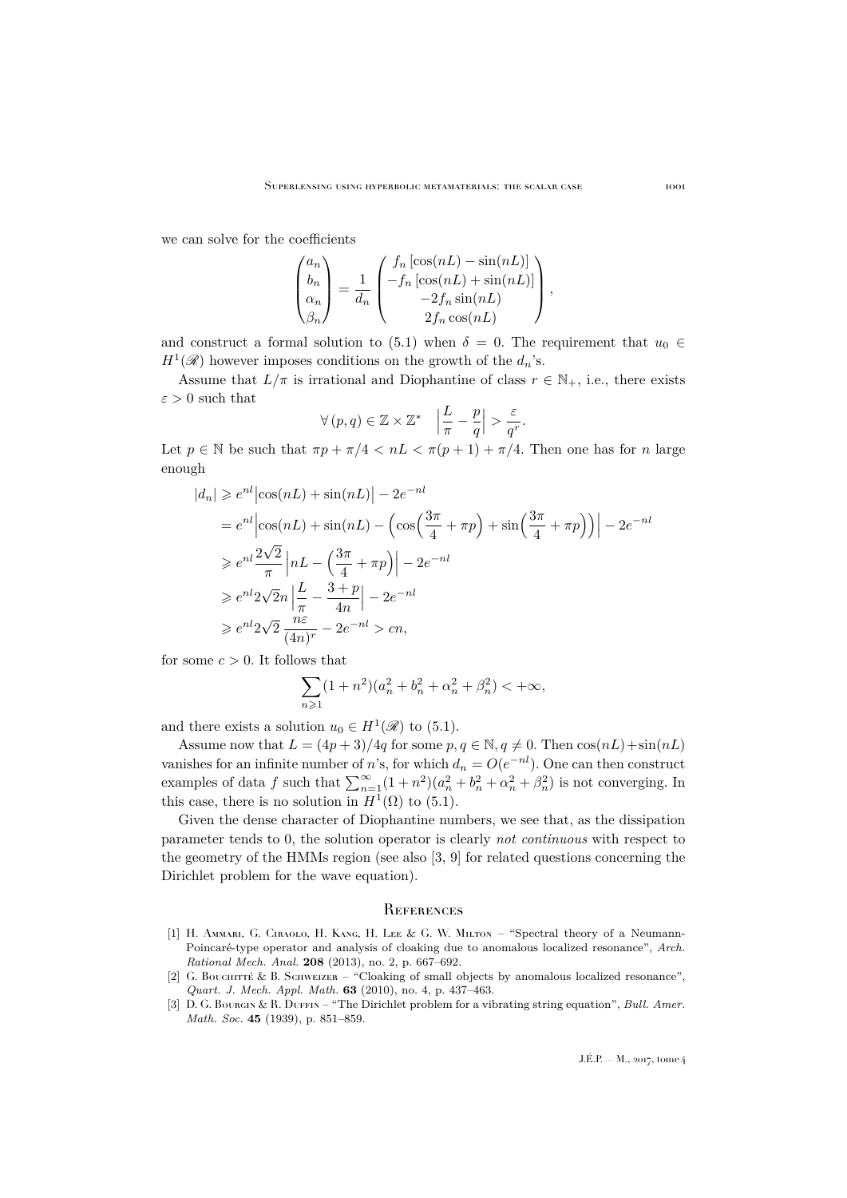we can solve for the coefficients

$$\begin{pmatrix} a_n \\ b_n \\ \alpha_n \\ \beta_n \end{pmatrix} = \frac{1}{d_n} \begin{pmatrix} f_n\left[\cos(nL) - \sin(nL)\right] \\ -f_n\left[\cos(nL) + \sin(nL)\right] \\ -2f_n \sin(nL) \\ 2f_n \cos(nL) \end{pmatrix},$$

and construct a formal solution to (5.1) when $\delta = 0$. The requirement that $u_0 \in H^1(\mathscr{R})$ however imposes conditions on the growth of the $d_n$'s.

Assume that $L/\pi$ is irrational and Diophantine of class $r \in \mathbb{N}_+$, i.e., there exists $\varepsilon > 0$ such that

$$\forall\, (p,q) \in \mathbb{Z} \times \mathbb{Z}^* \quad \Big|\frac{L}{\pi} - \frac{p}{q}\Big| > \frac{\varepsilon}{q^r}.$$

Let $p \in \mathbb{N}$ be such that $\pi p + \pi/4 < nL < \pi(p+1) + \pi/4$. Then one has for $n$ large enough

$$\begin{aligned}
|d_n| &\geqslant e^{nl}\big|\cos(nL) + \sin(nL)\big| - 2e^{-nl} \\
&= e^{nl}\Big|\cos(nL) + \sin(nL) - \Big(\cos\Big(\frac{3\pi}{4} + \pi p\Big) + \sin\Big(\frac{3\pi}{4} + \pi p\Big)\Big)\Big| - 2e^{-nl} \\
&\geqslant e^{nl}\frac{2\sqrt{2}}{\pi}\,\Big|nL - \Big(\frac{3\pi}{4} + \pi p\Big)\Big| - 2e^{-nl} \\
&\geqslant e^{nl} 2\sqrt{2} n\,\Big|\frac{L}{\pi} - \frac{3+p}{4n}\Big| - 2e^{-nl} \\
&\geqslant e^{nl} 2\sqrt{2}\,\frac{n\varepsilon}{(4n)^r} - 2e^{-nl} > cn,
\end{aligned}$$

for some $c > 0$. It follows that

$$\sum_{n\geqslant 1} (1+n^2)(a_n^2 + b_n^2 + \alpha_n^2 + \beta_n^2) < +\infty,$$

and there exists a solution $u_0 \in H^1(\mathscr{R})$ to (5.1).

Assume now that $L = (4p+3)/4q$ for some $p, q \in \mathbb{N}, q \neq 0$. Then $\cos(nL) + \sin(nL)$ vanishes for an infinite number of $n$'s, for which $d_n = O(e^{-nl})$. One can then construct examples of data $f$ such that $\sum_{n=1}^{\infty}(1+n^2)(a_n^2 + b_n^2 + \alpha_n^2 + \beta_n^2)$ is not converging. In this case, there is no solution in $H^1(\Omega)$ to (5.1).

Given the dense character of Diophantine numbers, we see that, as the dissipation parameter tends to 0, the solution operator is clearly *not continuous* with respect to the geometry of the HMMs region (see also [3, 9] for related questions concerning the Dirichlet problem for the wave equation).

## References

[1] H. Ammari, G. Ciraolo, H. Kang, H. Lee & G. W. Milton – "Spectral theory of a Neumann-Poincaré-type operator and analysis of cloaking due to anomalous localized resonance", *Arch. Rational Mech. Anal.* **208** (2013), no. 2, p. 667–692.

[2] G. Bouchitté & B. Schweizer – "Cloaking of small objects by anomalous localized resonance", *Quart. J. Mech. Appl. Math.* **63** (2010), no. 4, p. 437–463.

[3] D. G. Bourgin & R. Duffin – "The Dirichlet problem for a vibrating string equation", *Bull. Amer. Math. Soc.* **45** (1939), p. 851–859.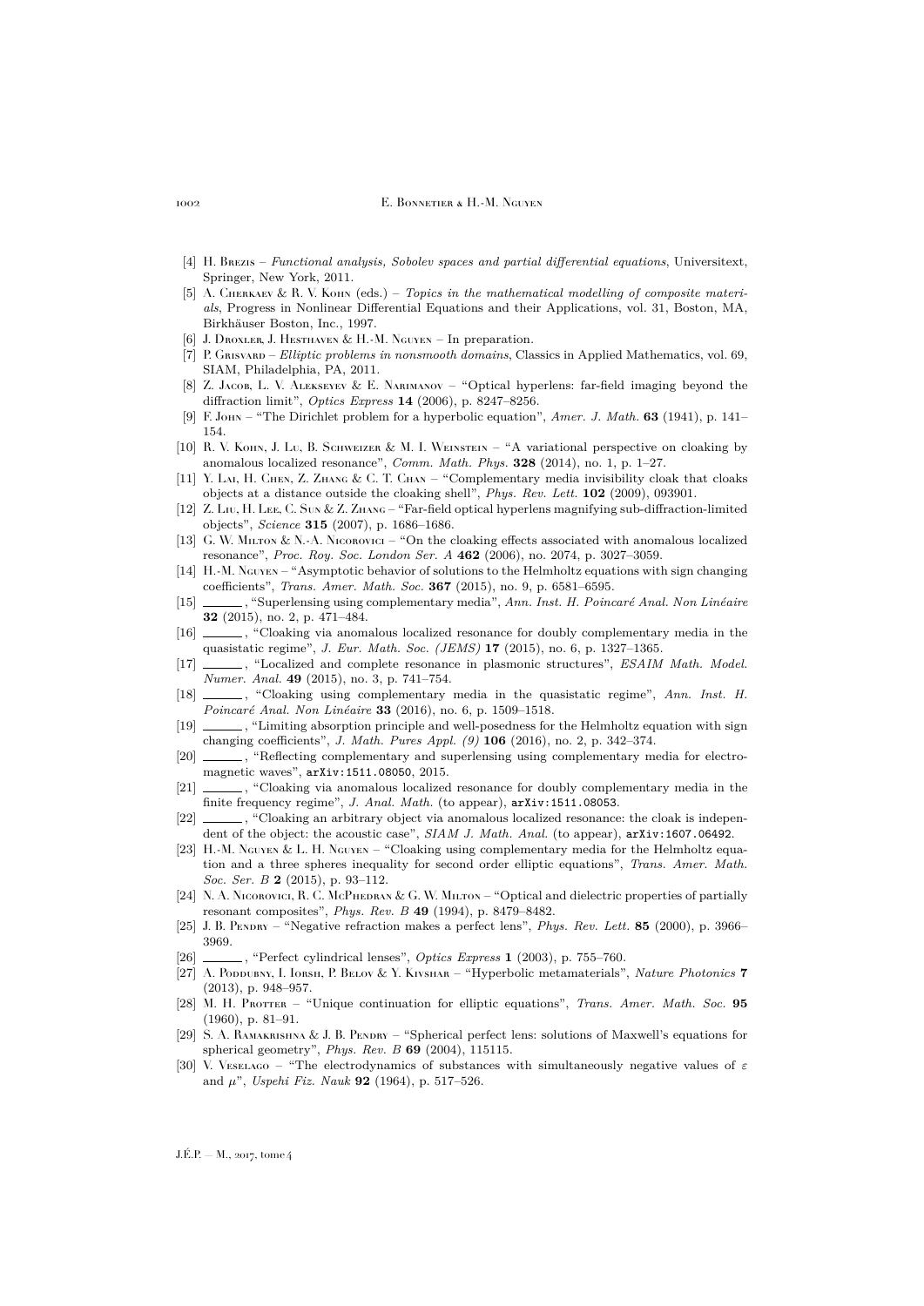[4] H. Brezis – *Functional analysis, Sobolev spaces and partial differential equations*, Universitext, Springer, New York, 2011.

[5] A. Cherkaev & R. V. Kohn (eds.) – *Topics in the mathematical modelling of composite materials*, Progress in Nonlinear Differential Equations and their Applications, vol. 31, Boston, MA, Birkhäuser Boston, Inc., 1997.

[6] J. Droxler, J. Hesthaven & H.-M. Nguyen – In preparation.

[7] P. Grisvard – *Elliptic problems in nonsmooth domains*, Classics in Applied Mathematics, vol. 69, SIAM, Philadelphia, PA, 2011.

[8] Z. Jacob, L. V. Alekseyev & E. Narimanov – "Optical hyperlens: far-field imaging beyond the diffraction limit", *Optics Express* **14** (2006), p. 8247–8256.

[9] F. John – "The Dirichlet problem for a hyperbolic equation", *Amer. J. Math.* **63** (1941), p. 141–154.

[10] R. V. Kohn, J. Lu, B. Schweizer & M. I. Weinstein – "A variational perspective on cloaking by anomalous localized resonance", *Comm. Math. Phys.* **328** (2014), no. 1, p. 1–27.

[11] Y. Lai, H. Chen, Z. Zhang & C. T. Chan – "Complementary media invisibility cloak that cloaks objects at a distance outside the cloaking shell", *Phys. Rev. Lett.* **102** (2009), 093901.

[12] Z. Liu, H. Lee, C. Sun & Z. Zhang – "Far-field optical hyperlens magnifying sub-diffraction-limited objects", *Science* **315** (2007), p. 1686–1686.

[13] G. W. Milton & N.-A. Nicorovici – "On the cloaking effects associated with anomalous localized resonance", *Proc. Roy. Soc. London Ser. A* **462** (2006), no. 2074, p. 3027–3059.

[14] H.-M. Nguyen – "Asymptotic behavior of solutions to the Helmholtz equations with sign changing coefficients", *Trans. Amer. Math. Soc.* **367** (2015), no. 9, p. 6581–6595.

[15] ______, "Superlensing using complementary media", *Ann. Inst. H. Poincaré Anal. Non Linéaire* **32** (2015), no. 2, p. 471–484.

[16] ______, "Cloaking via anomalous localized resonance for doubly complementary media in the quasistatic regime", *J. Eur. Math. Soc. (JEMS)* **17** (2015), no. 6, p. 1327–1365.

[17] ______, "Localized and complete resonance in plasmonic structures", *ESAIM Math. Model. Numer. Anal.* **49** (2015), no. 3, p. 741–754.

[18] ______, "Cloaking using complementary media in the quasistatic regime", *Ann. Inst. H. Poincaré Anal. Non Linéaire* **33** (2016), no. 6, p. 1509–1518.

[19] ______, "Limiting absorption principle and well-posedness for the Helmholtz equation with sign changing coefficients", *J. Math. Pures Appl. (9)* **106** (2016), no. 2, p. 342–374.

[20] ______, "Reflecting complementary and superlensing using complementary media for electromagnetic waves", arXiv:1511.08050, 2015.

[21] ______, "Cloaking via anomalous localized resonance for doubly complementary media in the finite frequency regime", *J. Anal. Math.* (to appear), arXiv:1511.08053.

[22] ______, "Cloaking an arbitrary object via anomalous localized resonance: the cloak is independent of the object: the acoustic case", *SIAM J. Math. Anal.* (to appear), arXiv:1607.06492.

[23] H.-M. Nguyen & L. H. Nguyen – "Cloaking using complementary media for the Helmholtz equation and a three spheres inequality for second order elliptic equations", *Trans. Amer. Math. Soc. Ser. B* **2** (2015), p. 93–112.

[24] N. A. Nicorovici, R. C. McPhedran & G. W. Milton – "Optical and dielectric properties of partially resonant composites", *Phys. Rev. B* **49** (1994), p. 8479–8482.

[25] J. B. Pendry – "Negative refraction makes a perfect lens", *Phys. Rev. Lett.* **85** (2000), p. 3966–3969.

[26] ______, "Perfect cylindrical lenses", *Optics Express* **1** (2003), p. 755–760.

[27] A. Poddubny, I. Iorsh, P. Belov & Y. Kivshar – "Hyperbolic metamaterials", *Nature Photonics* **7** (2013), p. 948–957.

[28] M. H. Protter – "Unique continuation for elliptic equations", *Trans. Amer. Math. Soc.* **95** (1960), p. 81–91.

[29] S. A. Ramakrishna & J. B. Pendry – "Spherical perfect lens: solutions of Maxwell's equations for spherical geometry", *Phys. Rev. B* **69** (2004), 115115.

[30] V. Veselago – "The electrodynamics of substances with simultaneously negative values of $\varepsilon$ and $\mu$", *Uspehi Fiz. Nauk* **92** (1964), p. 517–526.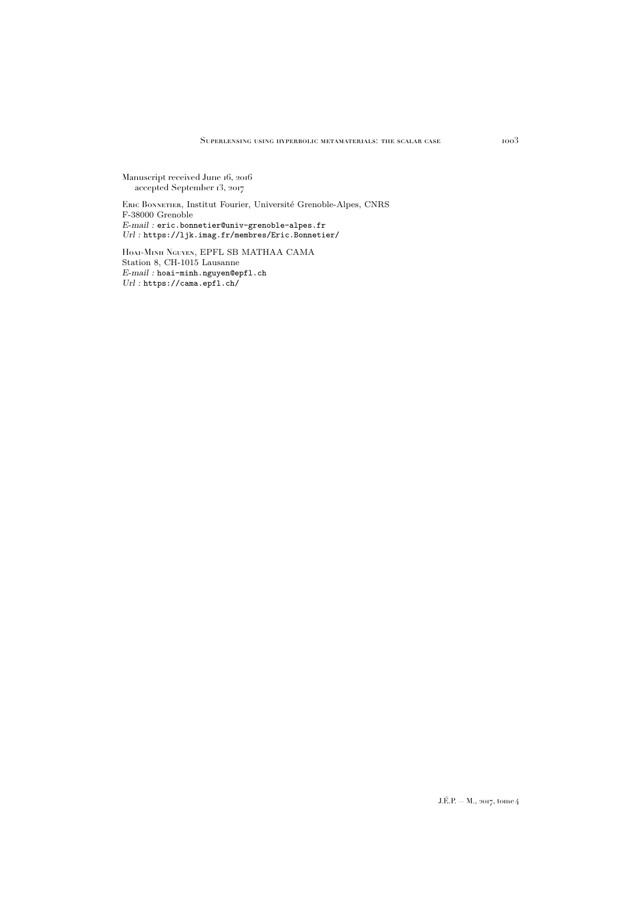Manuscript received June 16, 2016
accepted September 13, 2017

Eric Bonnetier, Institut Fourier, Université Grenoble-Alpes, CNRS
F-38000 Grenoble
*E-mail :* eric.bonnetier@univ-grenoble-alpes.fr
*Url :* https://ljk.imag.fr/membres/Eric.Bonnetier/

Hoai-Minh Nguyen, EPFL SB MATHAA CAMA
Station 8, CH-1015 Lausanne
*E-mail :* hoai-minh.nguyen@epfl.ch
*Url :* https://cama.epfl.ch/